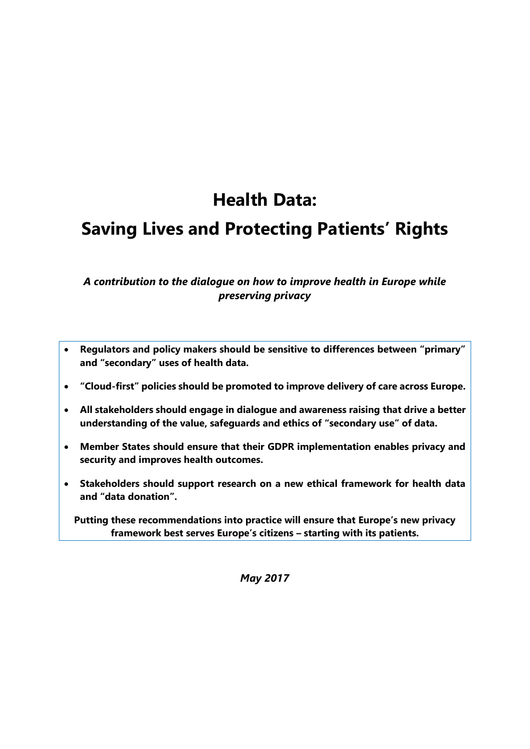# Health Data:

# Saving Lives and Protecting Patients' Rights

***A contribution to the dialogue on how to improve health in Europe while preserving privacy***

- **Regulators and policy makers should be sensitive to differences between "primary" and "secondary" uses of health data.**
- **"Cloud-first" policies should be promoted to improve delivery of care across Europe.**
- **All stakeholders should engage in dialogue and awareness raising that drive a better understanding of the value, safeguards and ethics of "secondary use" of data.**
- **Member States should ensure that their GDPR implementation enables privacy and security and improves health outcomes.**
- **Stakeholders should support research on a new ethical framework for health data and "data donation".**

**Putting these recommendations into practice will ensure that Europe's new privacy framework best serves Europe's citizens – starting with its patients.**

***May 2017***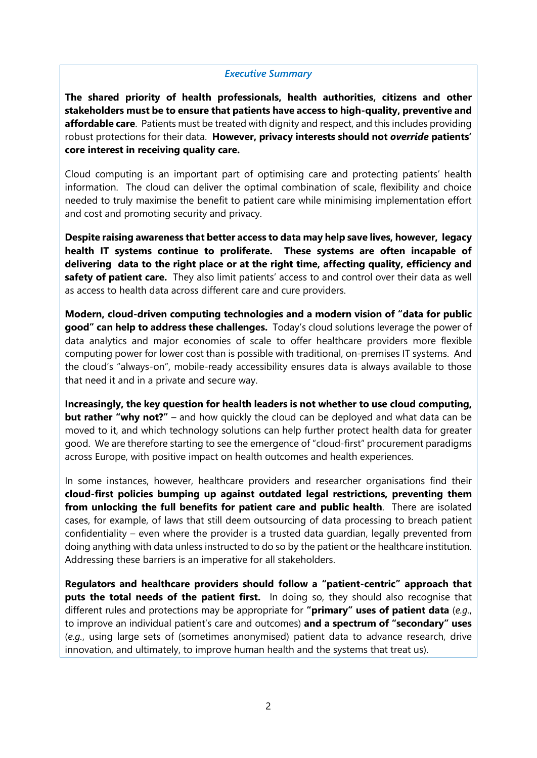## *Executive Summary*

**The shared priority of health professionals, health authorities, citizens and other stakeholders must be to ensure that patients have access to high-quality, preventive and affordable care**. Patients must be treated with dignity and respect, and this includes providing robust protections for their data. **However, privacy interests should not *override* patients' core interest in receiving quality care.**

Cloud computing is an important part of optimising care and protecting patients' health information. The cloud can deliver the optimal combination of scale, flexibility and choice needed to truly maximise the benefit to patient care while minimising implementation effort and cost and promoting security and privacy.

**Despite raising awareness that better access to data may help save lives, however, legacy health IT systems continue to proliferate. These systems are often incapable of delivering data to the right place or at the right time, affecting quality, efficiency and safety of patient care.** They also limit patients' access to and control over their data as well as access to health data across different care and cure providers.

**Modern, cloud-driven computing technologies and a modern vision of "data for public good" can help to address these challenges.** Today's cloud solutions leverage the power of data analytics and major economies of scale to offer healthcare providers more flexible computing power for lower cost than is possible with traditional, on-premises IT systems. And the cloud's "always-on", mobile-ready accessibility ensures data is always available to those that need it and in a private and secure way.

**Increasingly, the key question for health leaders is not whether to use cloud computing, but rather "why not?"** – and how quickly the cloud can be deployed and what data can be moved to it, and which technology solutions can help further protect health data for greater good. We are therefore starting to see the emergence of "cloud-first" procurement paradigms across Europe, with positive impact on health outcomes and health experiences.

In some instances, however, healthcare providers and researcher organisations find their **cloud-first policies bumping up against outdated legal restrictions, preventing them from unlocking the full benefits for patient care and public health**. There are isolated cases, for example, of laws that still deem outsourcing of data processing to breach patient confidentiality – even where the provider is a trusted data guardian, legally prevented from doing anything with data unless instructed to do so by the patient or the healthcare institution. Addressing these barriers is an imperative for all stakeholders.

**Regulators and healthcare providers should follow a "patient-centric" approach that puts the total needs of the patient first.** In doing so, they should also recognise that different rules and protections may be appropriate for **"primary" uses of patient data** (*e.g.*, to improve an individual patient's care and outcomes) **and a spectrum of "secondary" uses** (*e.g.*, using large sets of (sometimes anonymised) patient data to advance research, drive innovation, and ultimately, to improve human health and the systems that treat us).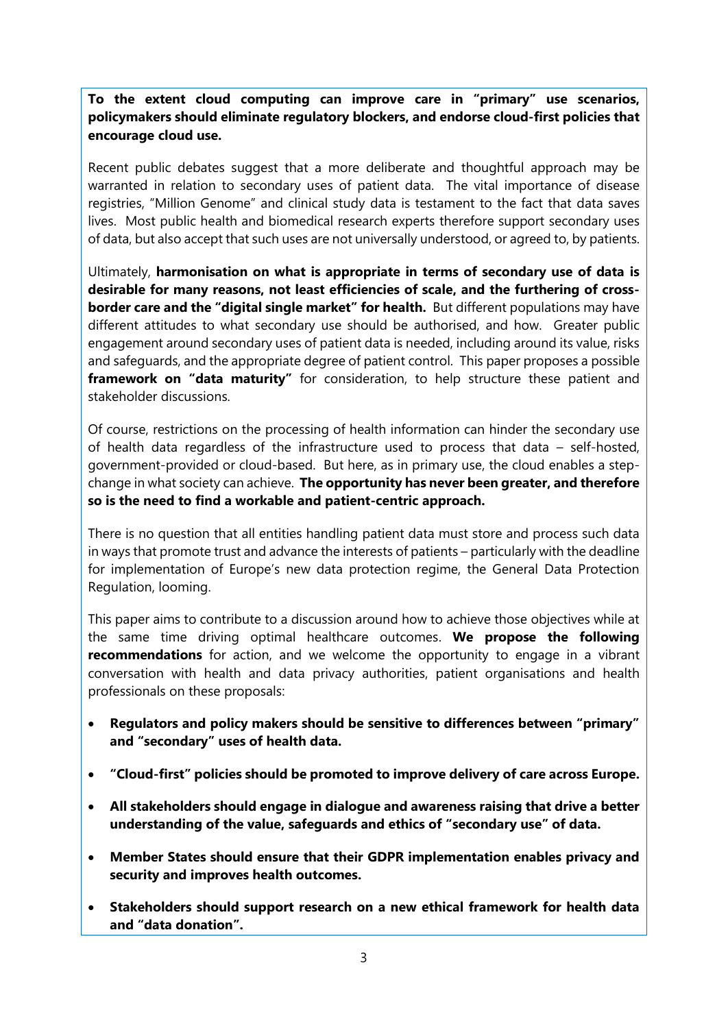**To the extent cloud computing can improve care in "primary" use scenarios, policymakers should eliminate regulatory blockers, and endorse cloud-first policies that encourage cloud use.**

Recent public debates suggest that a more deliberate and thoughtful approach may be warranted in relation to secondary uses of patient data. The vital importance of disease registries, "Million Genome" and clinical study data is testament to the fact that data saves lives. Most public health and biomedical research experts therefore support secondary uses of data, but also accept that such uses are not universally understood, or agreed to, by patients.

Ultimately, **harmonisation on what is appropriate in terms of secondary use of data is desirable for many reasons, not least efficiencies of scale, and the furthering of cross-border care and the "digital single market" for health.** But different populations may have different attitudes to what secondary use should be authorised, and how. Greater public engagement around secondary uses of patient data is needed, including around its value, risks and safeguards, and the appropriate degree of patient control. This paper proposes a possible **framework on "data maturity"** for consideration, to help structure these patient and stakeholder discussions.

Of course, restrictions on the processing of health information can hinder the secondary use of health data regardless of the infrastructure used to process that data – self-hosted, government-provided or cloud-based. But here, as in primary use, the cloud enables a step-change in what society can achieve. **The opportunity has never been greater, and therefore so is the need to find a workable and patient-centric approach.**

There is no question that all entities handling patient data must store and process such data in ways that promote trust and advance the interests of patients – particularly with the deadline for implementation of Europe's new data protection regime, the General Data Protection Regulation, looming.

This paper aims to contribute to a discussion around how to achieve those objectives while at the same time driving optimal healthcare outcomes. **We propose the following recommendations** for action, and we welcome the opportunity to engage in a vibrant conversation with health and data privacy authorities, patient organisations and health professionals on these proposals:

- **Regulators and policy makers should be sensitive to differences between "primary" and "secondary" uses of health data.**
- **"Cloud-first" policies should be promoted to improve delivery of care across Europe.**
- **All stakeholders should engage in dialogue and awareness raising that drive a better understanding of the value, safeguards and ethics of "secondary use" of data.**
- **Member States should ensure that their GDPR implementation enables privacy and security and improves health outcomes.**
- **Stakeholders should support research on a new ethical framework for health data and "data donation".**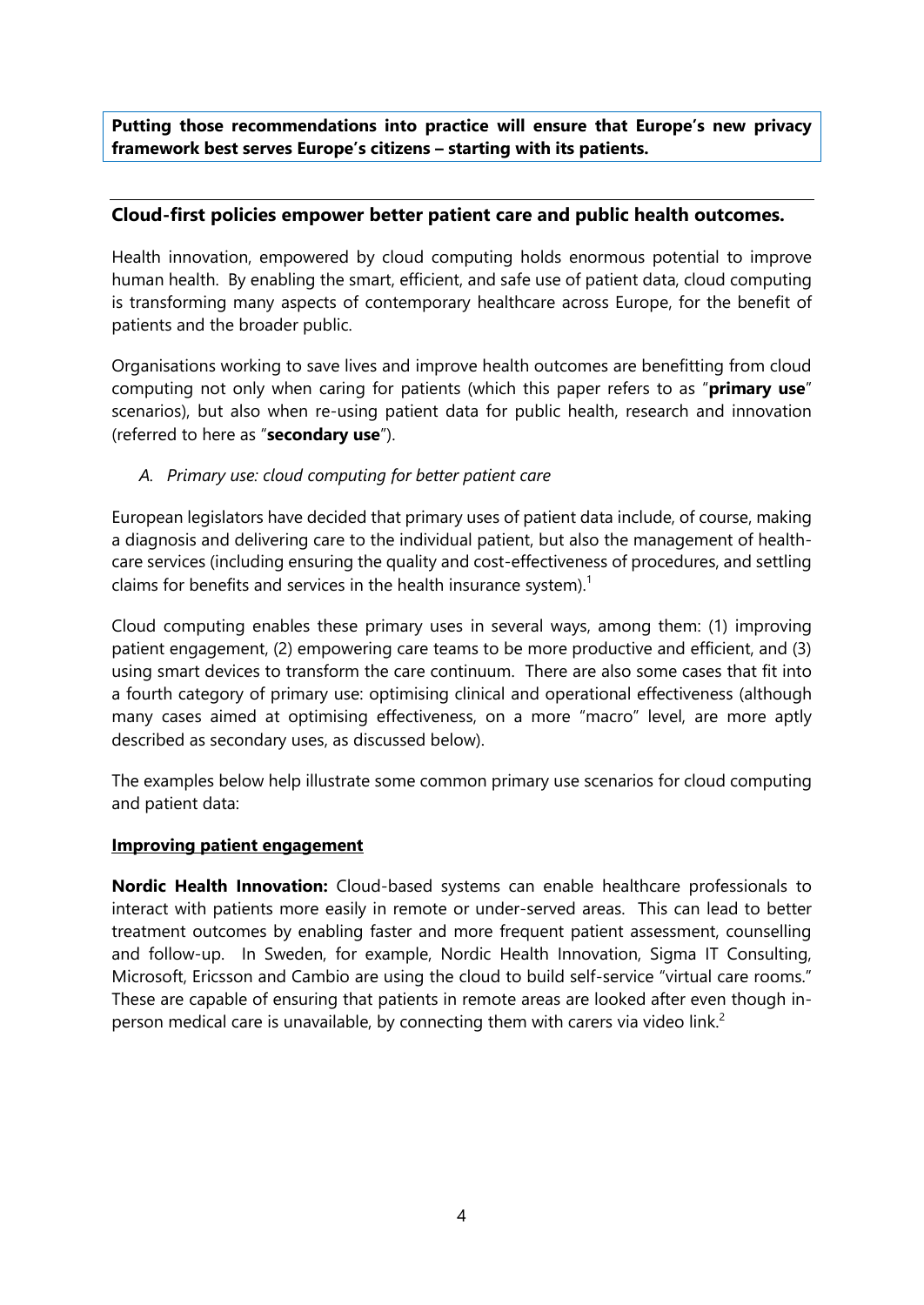**Putting those recommendations into practice will ensure that Europe's new privacy framework best serves Europe's citizens – starting with its patients.**

## Cloud-first policies empower better patient care and public health outcomes.

Health innovation, empowered by cloud computing holds enormous potential to improve human health. By enabling the smart, efficient, and safe use of patient data, cloud computing is transforming many aspects of contemporary healthcare across Europe, for the benefit of patients and the broader public.

Organisations working to save lives and improve health outcomes are benefitting from cloud computing not only when caring for patients (which this paper refers to as "**primary use**" scenarios), but also when re-using patient data for public health, research and innovation (referred to here as "**secondary use**").

### *A. Primary use: cloud computing for better patient care*

European legislators have decided that primary uses of patient data include, of course, making a diagnosis and delivering care to the individual patient, but also the management of health-care services (including ensuring the quality and cost-effectiveness of procedures, and settling claims for benefits and services in the health insurance system).[1]

Cloud computing enables these primary uses in several ways, among them: (1) improving patient engagement, (2) empowering care teams to be more productive and efficient, and (3) using smart devices to transform the care continuum. There are also some cases that fit into a fourth category of primary use: optimising clinical and operational effectiveness (although many cases aimed at optimising effectiveness, on a more "macro" level, are more aptly described as secondary uses, as discussed below).

The examples below help illustrate some common primary use scenarios for cloud computing and patient data:

#### Improving patient engagement

**Nordic Health Innovation:** Cloud-based systems can enable healthcare professionals to interact with patients more easily in remote or under-served areas. This can lead to better treatment outcomes by enabling faster and more frequent patient assessment, counselling and follow-up. In Sweden, for example, Nordic Health Innovation, Sigma IT Consulting, Microsoft, Ericsson and Cambio are using the cloud to build self-service "virtual care rooms." These are capable of ensuring that patients in remote areas are looked after even though in-person medical care is unavailable, by connecting them with carers via video link.[2]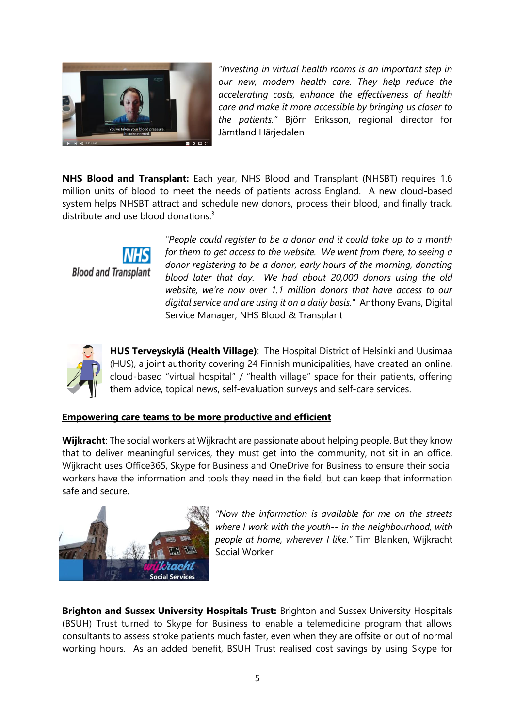*"Investing in virtual health rooms is an important step in our new, modern health care. They help reduce the accelerating costs, enhance the effectiveness of health care and make it more accessible by bringing us closer to the patients."* Björn Eriksson, regional director for Jämtland Härjedalen

**NHS Blood and Transplant:** Each year, NHS Blood and Transplant (NHSBT) requires 1.6 million units of blood to meet the needs of patients across England. A new cloud-based system helps NHSBT attract and schedule new donors, process their blood, and finally track, distribute and use blood donations.[3]

*"People could register to be a donor and it could take up to a month for them to get access to the website. We went from there, to seeing a donor registering to be a donor, early hours of the morning, donating blood later that day. We had about 20,000 donors using the old website, we're now over 1.1 million donors that have access to our digital service and are using it on a daily basis."* Anthony Evans, Digital Service Manager, NHS Blood & Transplant

**HUS Terveyskylä (Health Village)**: The Hospital District of Helsinki and Uusimaa (HUS), a joint authority covering 24 Finnish municipalities, have created an online, cloud-based "virtual hospital" / "health village" space for their patients, offering them advice, topical news, self-evaluation surveys and self-care services.

**Empowering care teams to be more productive and efficient**

**Wijkracht**: The social workers at Wijkracht are passionate about helping people. But they know that to deliver meaningful services, they must get into the community, not sit in an office. Wijkracht uses Office365, Skype for Business and OneDrive for Business to ensure their social workers have the information and tools they need in the field, but can keep that information safe and secure.

*"Now the information is available for me on the streets where I work with the youth-- in the neighbourhood, with people at home, wherever I like."* Tim Blanken, Wijkracht Social Worker

**Brighton and Sussex University Hospitals Trust:** Brighton and Sussex University Hospitals (BSUH) Trust turned to Skype for Business to enable a telemedicine program that allows consultants to assess stroke patients much faster, even when they are offsite or out of normal working hours. As an added benefit, BSUH Trust realised cost savings by using Skype for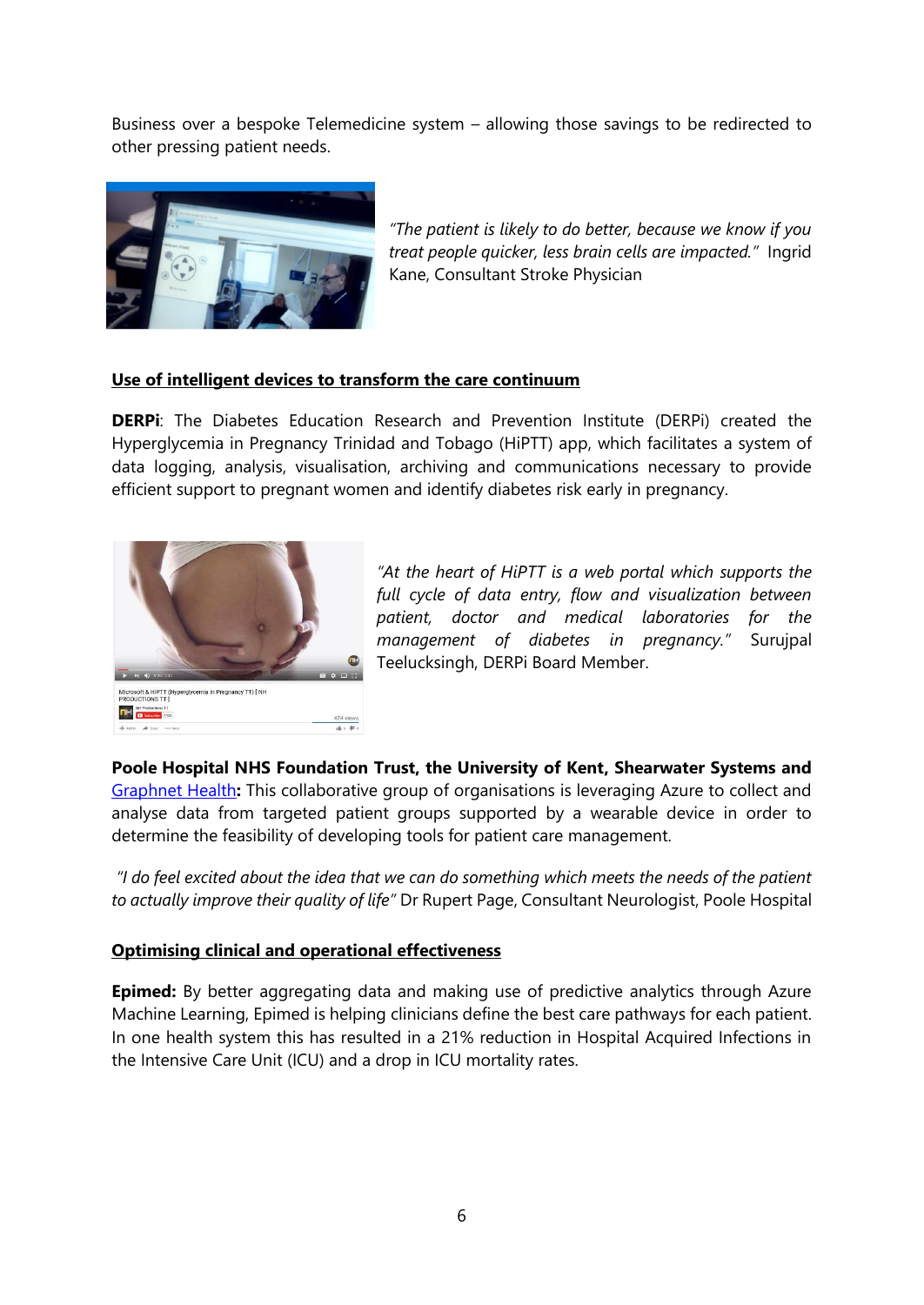Business over a bespoke Telemedicine system – allowing those savings to be redirected to other pressing patient needs.

*"The patient is likely to do better, because we know if you treat people quicker, less brain cells are impacted."* Ingrid Kane, Consultant Stroke Physician

**Use of intelligent devices to transform the care continuum**

**DERPi**: The Diabetes Education Research and Prevention Institute (DERPi) created the Hyperglycemia in Pregnancy Trinidad and Tobago (HiPTT) app, which facilitates a system of data logging, analysis, visualisation, archiving and communications necessary to provide efficient support to pregnant women and identify diabetes risk early in pregnancy.

*"At the heart of HiPTT is a web portal which supports the full cycle of data entry, flow and visualization between patient, doctor and medical laboratories for the management of diabetes in pregnancy."* Surujpal Teelucksingh, DERPi Board Member.

**Poole Hospital NHS Foundation Trust, the University of Kent, Shearwater Systems and** [Graphnet Health]()**:** This collaborative group of organisations is leveraging Azure to collect and analyse data from targeted patient groups supported by a wearable device in order to determine the feasibility of developing tools for patient care management.

*"I do feel excited about the idea that we can do something which meets the needs of the patient to actually improve their quality of life"* Dr Rupert Page, Consultant Neurologist, Poole Hospital

**Optimising clinical and operational effectiveness**

**Epimed:** By better aggregating data and making use of predictive analytics through Azure Machine Learning, Epimed is helping clinicians define the best care pathways for each patient. In one health system this has resulted in a 21% reduction in Hospital Acquired Infections in the Intensive Care Unit (ICU) and a drop in ICU mortality rates.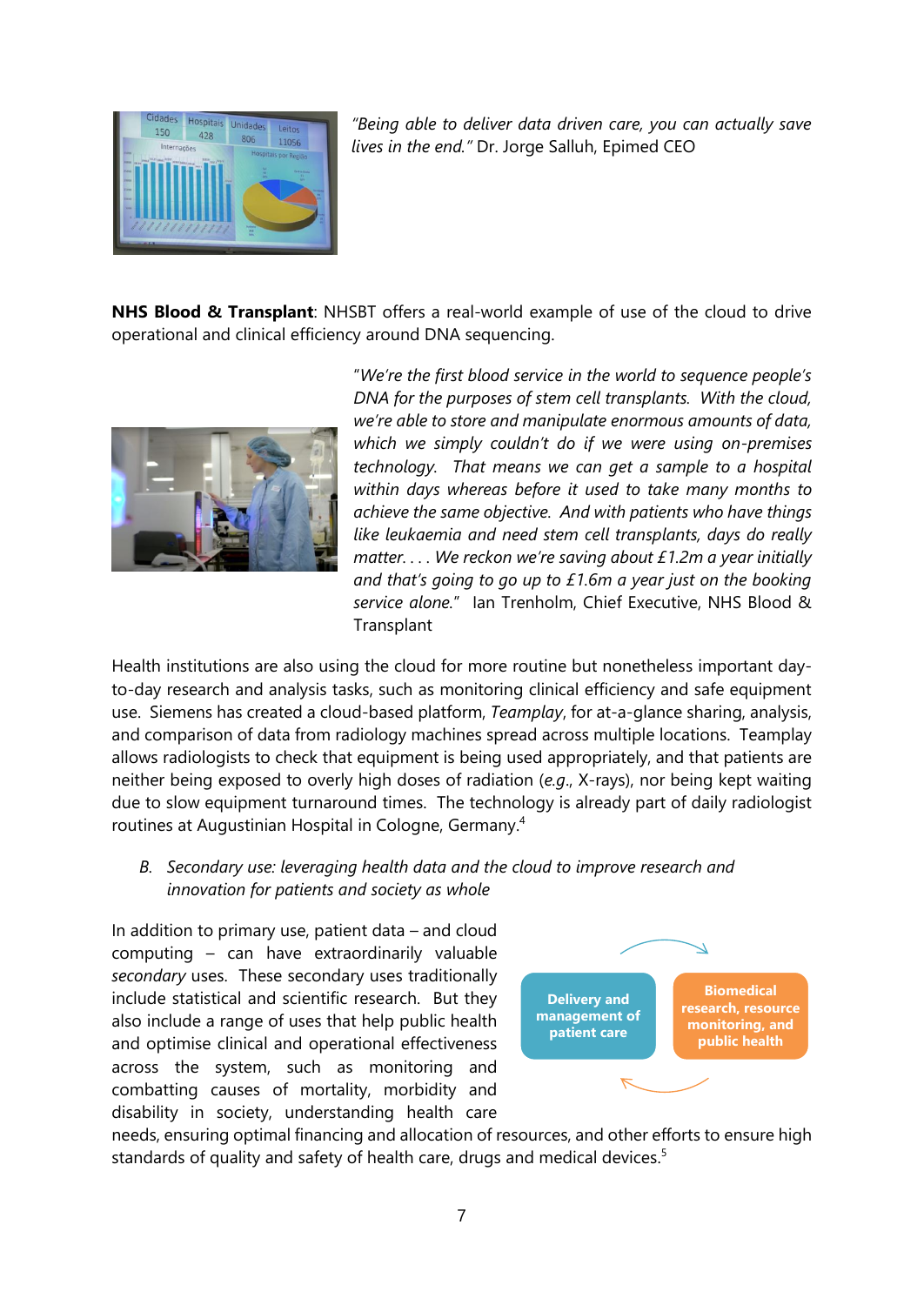*"Being able to deliver data driven care, you can actually save lives in the end."* Dr. Jorge Salluh, Epimed CEO

**NHS Blood & Transplant**: NHSBT offers a real-world example of use of the cloud to drive operational and clinical efficiency around DNA sequencing.

"*We're the first blood service in the world to sequence people's DNA for the purposes of stem cell transplants. With the cloud, we're able to store and manipulate enormous amounts of data, which we simply couldn't do if we were using on-premises technology. That means we can get a sample to a hospital within days whereas before it used to take many months to achieve the same objective. And with patients who have things like leukaemia and need stem cell transplants, days do really matter. . . . We reckon we're saving about £1.2m a year initially and that's going to go up to £1.6m a year just on the booking service alone.*" Ian Trenholm, Chief Executive, NHS Blood & Transplant

Health institutions are also using the cloud for more routine but nonetheless important day-to-day research and analysis tasks, such as monitoring clinical efficiency and safe equipment use. Siemens has created a cloud-based platform, *Teamplay*, for at-a-glance sharing, analysis, and comparison of data from radiology machines spread across multiple locations. Teamplay allows radiologists to check that equipment is being used appropriately, and that patients are neither being exposed to overly high doses of radiation (*e.g.*, X-rays), nor being kept waiting due to slow equipment turnaround times. The technology is already part of daily radiologist routines at Augustinian Hospital in Cologne, Germany.[4]

*B. Secondary use: leveraging health data and the cloud to improve research and innovation for patients and society as whole*

In addition to primary use, patient data – and cloud computing – can have extraordinarily valuable *secondary* uses. These secondary uses traditionally include statistical and scientific research. But they also include a range of uses that help public health and optimise clinical and operational effectiveness across the system, such as monitoring and combatting causes of mortality, morbidity and disability in society, understanding health care needs, ensuring optimal financing and allocation of resources, and other efforts to ensure high standards of quality and safety of health care, drugs and medical devices.[5]

**Delivery and management of patient care** ⇄ **Biomedical research, resource monitoring, and public health**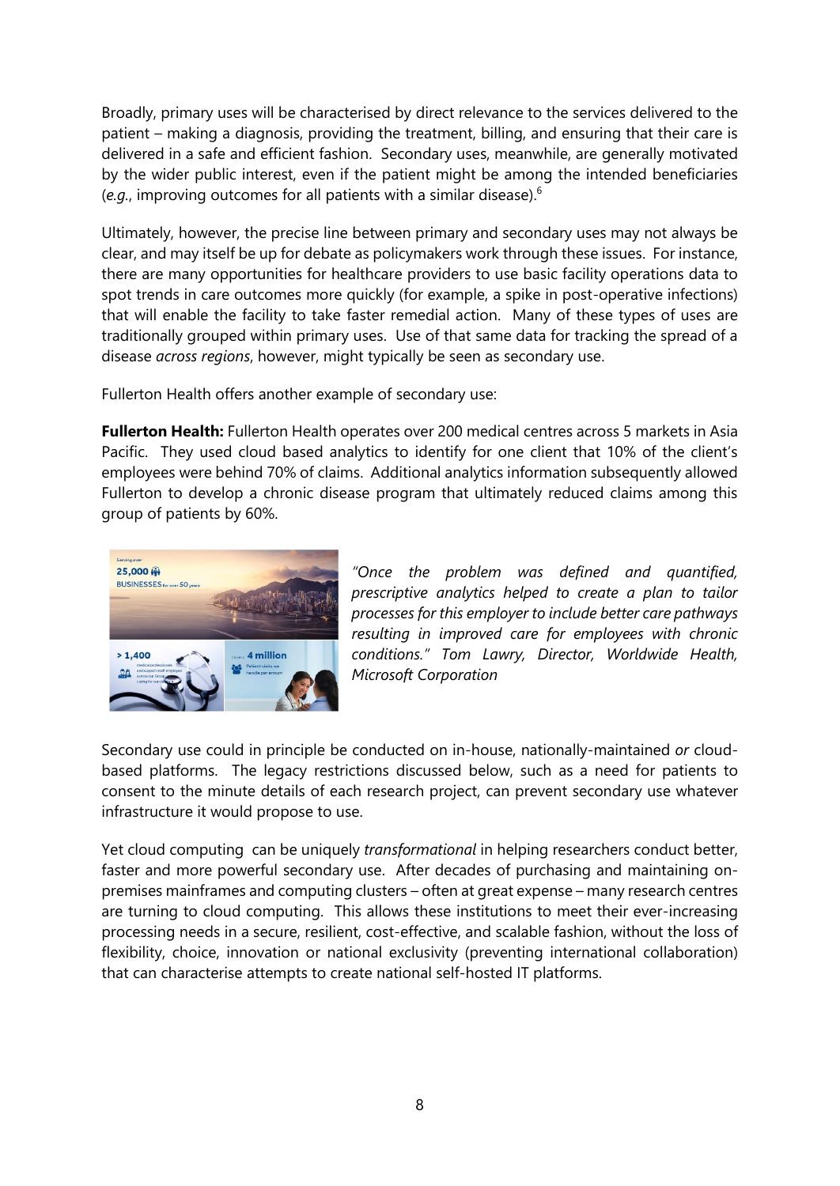Broadly, primary uses will be characterised by direct relevance to the services delivered to the patient – making a diagnosis, providing the treatment, billing, and ensuring that their care is delivered in a safe and efficient fashion. Secondary uses, meanwhile, are generally motivated by the wider public interest, even if the patient might be among the intended beneficiaries (*e.g.*, improving outcomes for all patients with a similar disease).[6]

Ultimately, however, the precise line between primary and secondary uses may not always be clear, and may itself be up for debate as policymakers work through these issues. For instance, there are many opportunities for healthcare providers to use basic facility operations data to spot trends in care outcomes more quickly (for example, a spike in post-operative infections) that will enable the facility to take faster remedial action. Many of these types of uses are traditionally grouped within primary uses. Use of that same data for tracking the spread of a disease *across regions*, however, might typically be seen as secondary use.

Fullerton Health offers another example of secondary use:

**Fullerton Health:** Fullerton Health operates over 200 medical centres across 5 markets in Asia Pacific. They used cloud based analytics to identify for one client that 10% of the client's employees were behind 70% of claims. Additional analytics information subsequently allowed Fullerton to develop a chronic disease program that ultimately reduced claims among this group of patients by 60%.

*"Once the problem was defined and quantified, prescriptive analytics helped to create a plan to tailor processes for this employer to include better care pathways resulting in improved care for employees with chronic conditions." Tom Lawry, Director, Worldwide Health, Microsoft Corporation*

Secondary use could in principle be conducted on in-house, nationally-maintained *or* cloud-based platforms. The legacy restrictions discussed below, such as a need for patients to consent to the minute details of each research project, can prevent secondary use whatever infrastructure it would propose to use.

Yet cloud computing can be uniquely *transformational* in helping researchers conduct better, faster and more powerful secondary use. After decades of purchasing and maintaining on-premises mainframes and computing clusters – often at great expense – many research centres are turning to cloud computing. This allows these institutions to meet their ever-increasing processing needs in a secure, resilient, cost-effective, and scalable fashion, without the loss of flexibility, choice, innovation or national exclusivity (preventing international collaboration) that can characterise attempts to create national self-hosted IT platforms.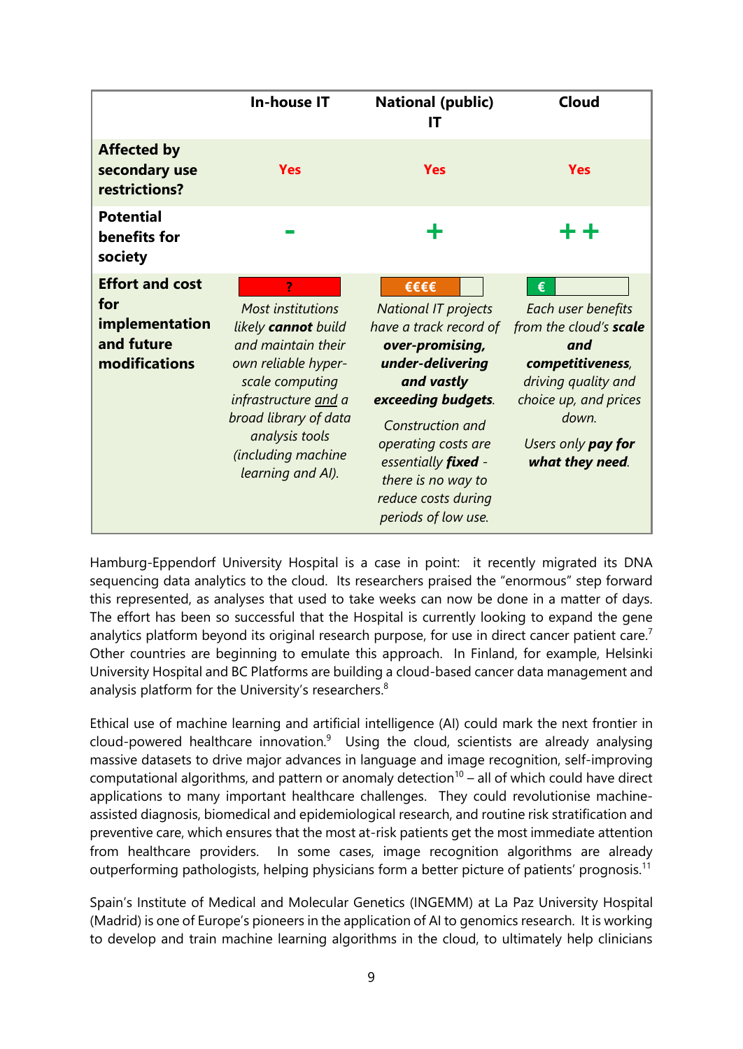| | In-house IT | National (public) IT | Cloud |
|---|---|---|---|
| **Affected by secondary use restrictions?** | Yes | Yes | Yes |
| **Potential benefits for society** | - | + | ++ |
| **Effort and cost for implementation and future modifications** | ? <br> *Most institutions likely **cannot** build and maintain their own reliable hyper-scale computing infrastructure and a broad library of data analysis tools (including machine learning and AI).* | €€€€ <br> *National IT projects have a track record of **over-promising, under-delivering and vastly exceeding budgets**.* <br> *Construction and operating costs are essentially **fixed** - there is no way to reduce costs during periods of low use.* | € <br> *Each user benefits from the cloud's **scale and competitiveness**, driving quality and choice up, and prices down.* <br> *Users only **pay for what they need**.* |

Hamburg-Eppendorf University Hospital is a case in point: it recently migrated its DNA sequencing data analytics to the cloud. Its researchers praised the "enormous" step forward this represented, as analyses that used to take weeks can now be done in a matter of days. The effort has been so successful that the Hospital is currently looking to expand the gene analytics platform beyond its original research purpose, for use in direct cancer patient care.[7] Other countries are beginning to emulate this approach. In Finland, for example, Helsinki University Hospital and BC Platforms are building a cloud-based cancer data management and analysis platform for the University's researchers.[8]

Ethical use of machine learning and artificial intelligence (AI) could mark the next frontier in cloud-powered healthcare innovation.[9] Using the cloud, scientists are already analysing massive datasets to drive major advances in language and image recognition, self-improving computational algorithms, and pattern or anomaly detection[10] – all of which could have direct applications to many important healthcare challenges. They could revolutionise machine-assisted diagnosis, biomedical and epidemiological research, and routine risk stratification and preventive care, which ensures that the most at-risk patients get the most immediate attention from healthcare providers. In some cases, image recognition algorithms are already outperforming pathologists, helping physicians form a better picture of patients' prognosis.[11]

Spain's Institute of Medical and Molecular Genetics (INGEMM) at La Paz University Hospital (Madrid) is one of Europe's pioneers in the application of AI to genomics research. It is working to develop and train machine learning algorithms in the cloud, to ultimately help clinicians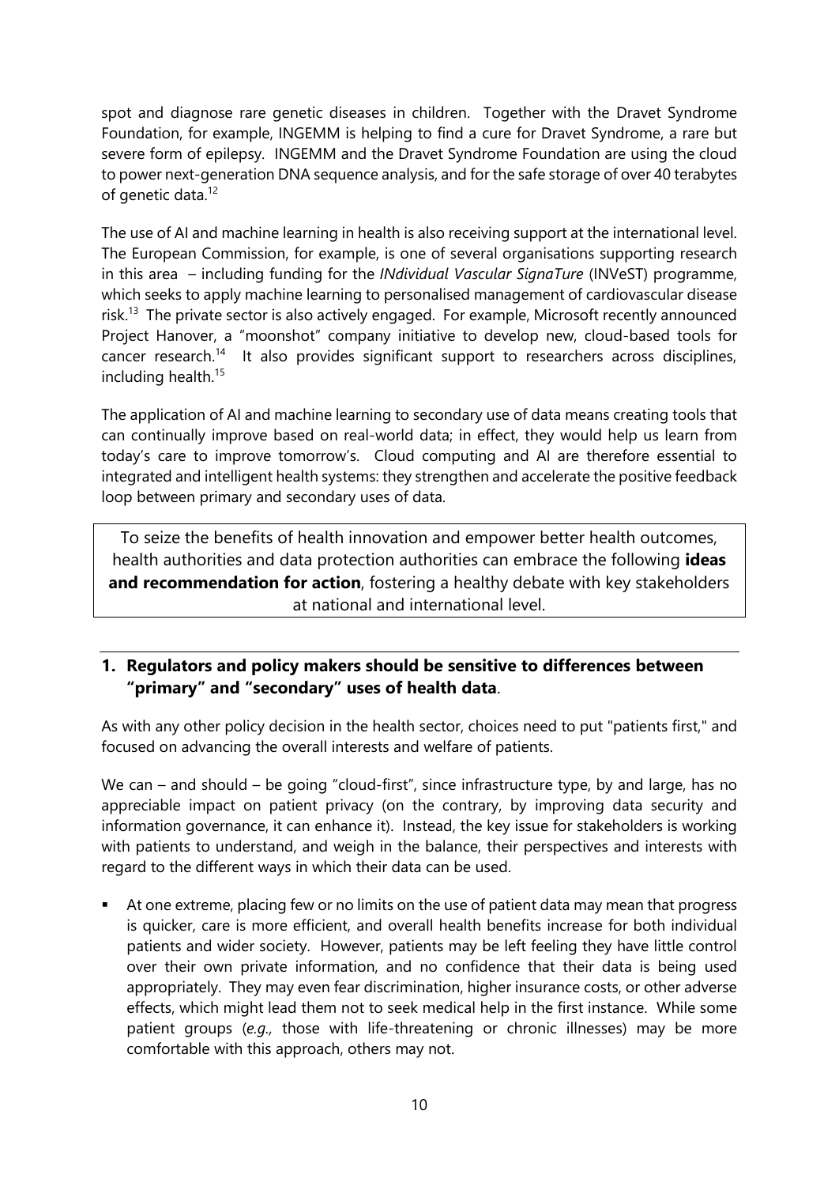spot and diagnose rare genetic diseases in children. Together with the Dravet Syndrome Foundation, for example, INGEMM is helping to find a cure for Dravet Syndrome, a rare but severe form of epilepsy. INGEMM and the Dravet Syndrome Foundation are using the cloud to power next-generation DNA sequence analysis, and for the safe storage of over 40 terabytes of genetic data.[12]

The use of AI and machine learning in health is also receiving support at the international level. The European Commission, for example, is one of several organisations supporting research in this area – including funding for the *INdividual Vascular SignaTure* (INVeST) programme, which seeks to apply machine learning to personalised management of cardiovascular disease risk.[13] The private sector is also actively engaged. For example, Microsoft recently announced Project Hanover, a "moonshot" company initiative to develop new, cloud-based tools for cancer research.[14] It also provides significant support to researchers across disciplines, including health.[15]

The application of AI and machine learning to secondary use of data means creating tools that can continually improve based on real-world data; in effect, they would help us learn from today's care to improve tomorrow's. Cloud computing and AI are therefore essential to integrated and intelligent health systems: they strengthen and accelerate the positive feedback loop between primary and secondary uses of data.

> To seize the benefits of health innovation and empower better health outcomes, health authorities and data protection authorities can embrace the following **ideas and recommendation for action**, fostering a healthy debate with key stakeholders at national and international level.

## 1. Regulators and policy makers should be sensitive to differences between "primary" and "secondary" uses of health data.

As with any other policy decision in the health sector, choices need to put "patients first," and focused on advancing the overall interests and welfare of patients.

We can – and should – be going "cloud-first", since infrastructure type, by and large, has no appreciable impact on patient privacy (on the contrary, by improving data security and information governance, it can enhance it). Instead, the key issue for stakeholders is working with patients to understand, and weigh in the balance, their perspectives and interests with regard to the different ways in which their data can be used.

- At one extreme, placing few or no limits on the use of patient data may mean that progress is quicker, care is more efficient, and overall health benefits increase for both individual patients and wider society. However, patients may be left feeling they have little control over their own private information, and no confidence that their data is being used appropriately. They may even fear discrimination, higher insurance costs, or other adverse effects, which might lead them not to seek medical help in the first instance. While some patient groups (*e.g.,* those with life-threatening or chronic illnesses) may be more comfortable with this approach, others may not.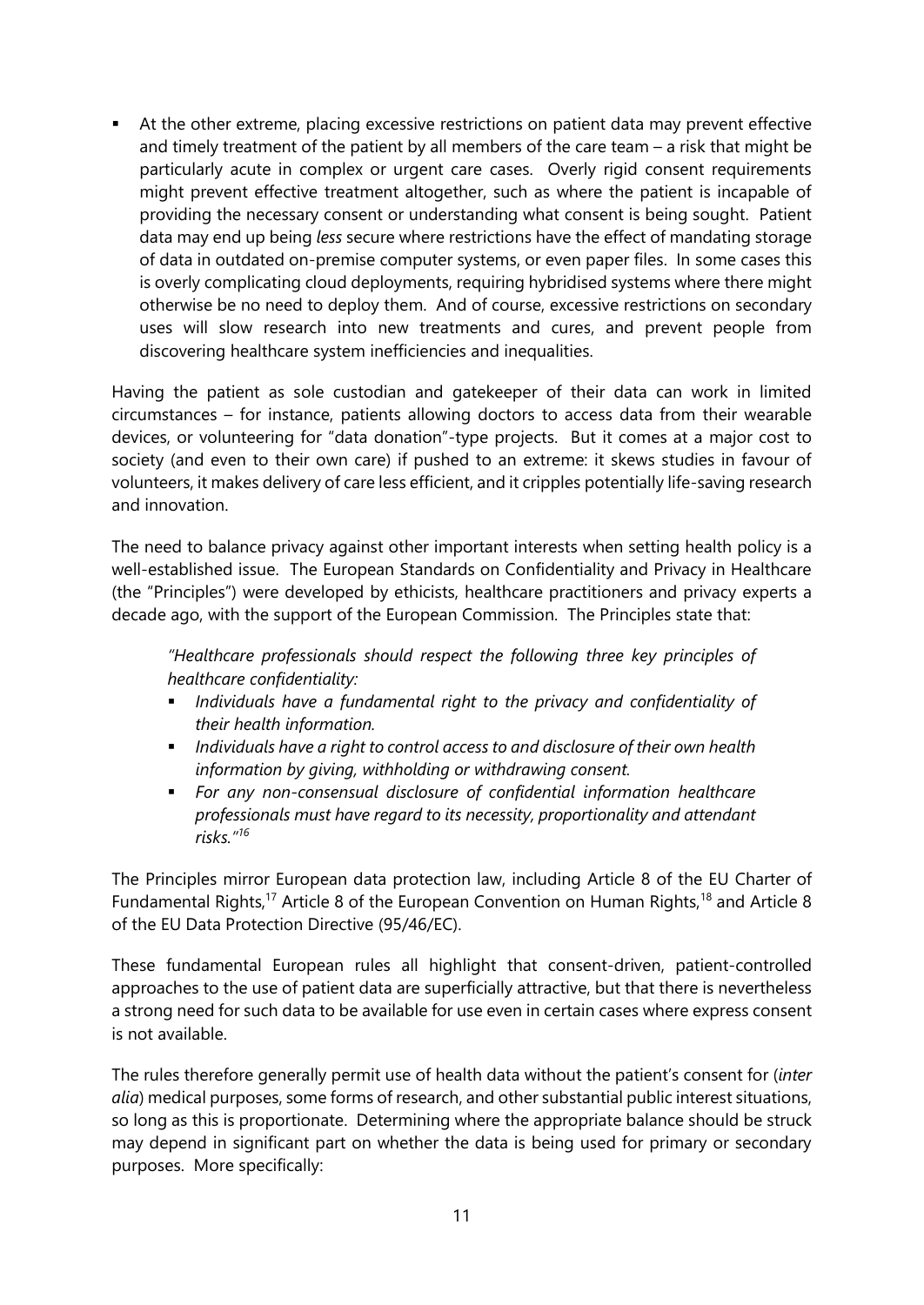- At the other extreme, placing excessive restrictions on patient data may prevent effective and timely treatment of the patient by all members of the care team – a risk that might be particularly acute in complex or urgent care cases. Overly rigid consent requirements might prevent effective treatment altogether, such as where the patient is incapable of providing the necessary consent or understanding what consent is being sought. Patient data may end up being *less* secure where restrictions have the effect of mandating storage of data in outdated on-premise computer systems, or even paper files. In some cases this is overly complicating cloud deployments, requiring hybridised systems where there might otherwise be no need to deploy them. And of course, excessive restrictions on secondary uses will slow research into new treatments and cures, and prevent people from discovering healthcare system inefficiencies and inequalities.

Having the patient as sole custodian and gatekeeper of their data can work in limited circumstances – for instance, patients allowing doctors to access data from their wearable devices, or volunteering for "data donation"-type projects. But it comes at a major cost to society (and even to their own care) if pushed to an extreme: it skews studies in favour of volunteers, it makes delivery of care less efficient, and it cripples potentially life-saving research and innovation.

The need to balance privacy against other important interests when setting health policy is a well-established issue. The European Standards on Confidentiality and Privacy in Healthcare (the "Principles") were developed by ethicists, healthcare practitioners and privacy experts a decade ago, with the support of the European Commission. The Principles state that:

> *"Healthcare professionals should respect the following three key principles of healthcare confidentiality:*
>
> - *Individuals have a fundamental right to the privacy and confidentiality of their health information.*
> - *Individuals have a right to control access to and disclosure of their own health information by giving, withholding or withdrawing consent.*
> - *For any non-consensual disclosure of confidential information healthcare professionals must have regard to its necessity, proportionality and attendant risks."*[16]

The Principles mirror European data protection law, including Article 8 of the EU Charter of Fundamental Rights,[17] Article 8 of the European Convention on Human Rights,[18] and Article 8 of the EU Data Protection Directive (95/46/EC).

These fundamental European rules all highlight that consent-driven, patient-controlled approaches to the use of patient data are superficially attractive, but that there is nevertheless a strong need for such data to be available for use even in certain cases where express consent is not available.

The rules therefore generally permit use of health data without the patient's consent for (*inter alia*) medical purposes, some forms of research, and other substantial public interest situations, so long as this is proportionate. Determining where the appropriate balance should be struck may depend in significant part on whether the data is being used for primary or secondary purposes. More specifically: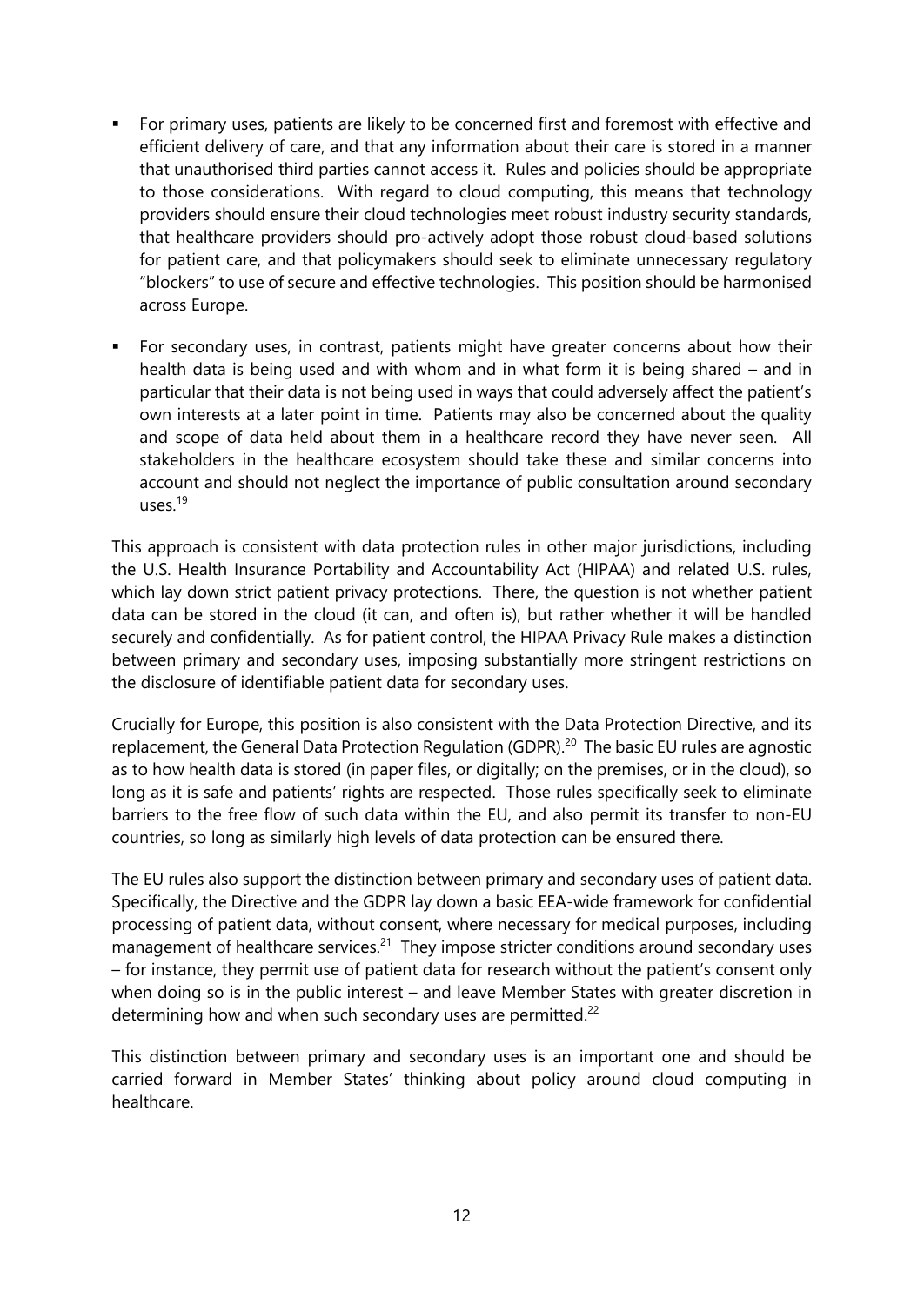- For primary uses, patients are likely to be concerned first and foremost with effective and efficient delivery of care, and that any information about their care is stored in a manner that unauthorised third parties cannot access it. Rules and policies should be appropriate to those considerations. With regard to cloud computing, this means that technology providers should ensure their cloud technologies meet robust industry security standards, that healthcare providers should pro-actively adopt those robust cloud-based solutions for patient care, and that policymakers should seek to eliminate unnecessary regulatory "blockers" to use of secure and effective technologies. This position should be harmonised across Europe.

- For secondary uses, in contrast, patients might have greater concerns about how their health data is being used and with whom and in what form it is being shared – and in particular that their data is not being used in ways that could adversely affect the patient's own interests at a later point in time. Patients may also be concerned about the quality and scope of data held about them in a healthcare record they have never seen. All stakeholders in the healthcare ecosystem should take these and similar concerns into account and should not neglect the importance of public consultation around secondary uses.[19]

This approach is consistent with data protection rules in other major jurisdictions, including the U.S. Health Insurance Portability and Accountability Act (HIPAA) and related U.S. rules, which lay down strict patient privacy protections. There, the question is not whether patient data can be stored in the cloud (it can, and often is), but rather whether it will be handled securely and confidentially. As for patient control, the HIPAA Privacy Rule makes a distinction between primary and secondary uses, imposing substantially more stringent restrictions on the disclosure of identifiable patient data for secondary uses.

Crucially for Europe, this position is also consistent with the Data Protection Directive, and its replacement, the General Data Protection Regulation (GDPR).[20] The basic EU rules are agnostic as to how health data is stored (in paper files, or digitally; on the premises, or in the cloud), so long as it is safe and patients' rights are respected. Those rules specifically seek to eliminate barriers to the free flow of such data within the EU, and also permit its transfer to non-EU countries, so long as similarly high levels of data protection can be ensured there.

The EU rules also support the distinction between primary and secondary uses of patient data. Specifically, the Directive and the GDPR lay down a basic EEA-wide framework for confidential processing of patient data, without consent, where necessary for medical purposes, including management of healthcare services.[21] They impose stricter conditions around secondary uses – for instance, they permit use of patient data for research without the patient's consent only when doing so is in the public interest – and leave Member States with greater discretion in determining how and when such secondary uses are permitted.[22]

This distinction between primary and secondary uses is an important one and should be carried forward in Member States' thinking about policy around cloud computing in healthcare.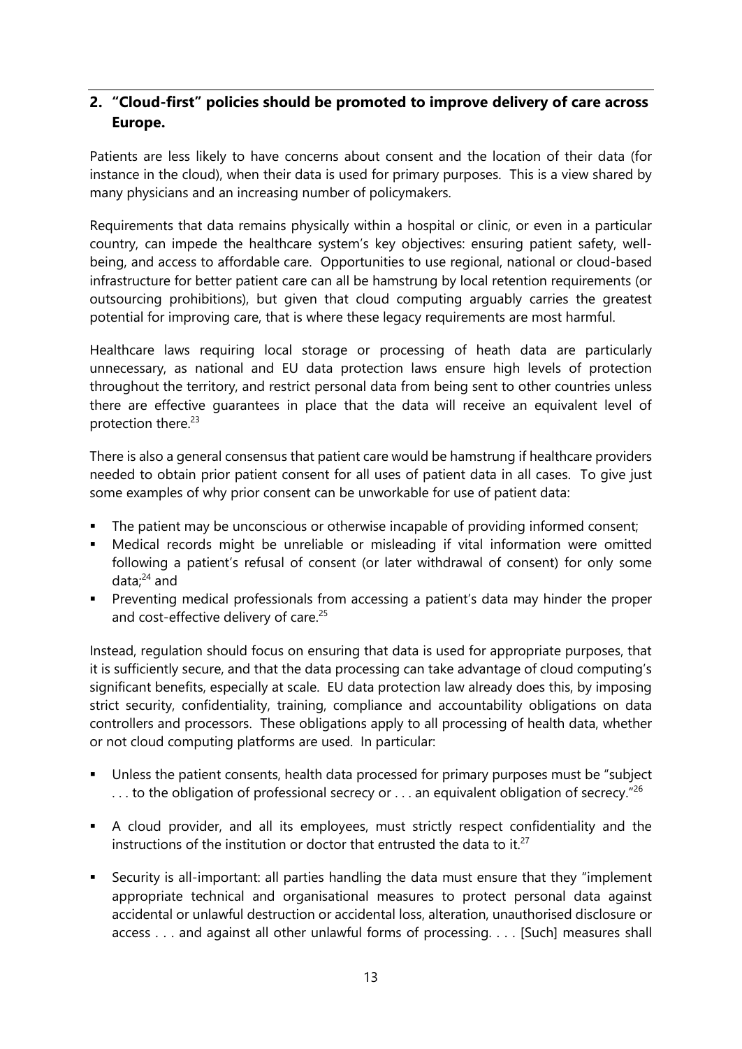## 2. "Cloud-first" policies should be promoted to improve delivery of care across Europe.

Patients are less likely to have concerns about consent and the location of their data (for instance in the cloud), when their data is used for primary purposes. This is a view shared by many physicians and an increasing number of policymakers.

Requirements that data remains physically within a hospital or clinic, or even in a particular country, can impede the healthcare system's key objectives: ensuring patient safety, well-being, and access to affordable care. Opportunities to use regional, national or cloud-based infrastructure for better patient care can all be hamstrung by local retention requirements (or outsourcing prohibitions), but given that cloud computing arguably carries the greatest potential for improving care, that is where these legacy requirements are most harmful.

Healthcare laws requiring local storage or processing of heath data are particularly unnecessary, as national and EU data protection laws ensure high levels of protection throughout the territory, and restrict personal data from being sent to other countries unless there are effective guarantees in place that the data will receive an equivalent level of protection there.[23]

There is also a general consensus that patient care would be hamstrung if healthcare providers needed to obtain prior patient consent for all uses of patient data in all cases. To give just some examples of why prior consent can be unworkable for use of patient data:

- The patient may be unconscious or otherwise incapable of providing informed consent;
- Medical records might be unreliable or misleading if vital information were omitted following a patient's refusal of consent (or later withdrawal of consent) for only some data;[24] and
- Preventing medical professionals from accessing a patient's data may hinder the proper and cost-effective delivery of care.[25]

Instead, regulation should focus on ensuring that data is used for appropriate purposes, that it is sufficiently secure, and that the data processing can take advantage of cloud computing's significant benefits, especially at scale. EU data protection law already does this, by imposing strict security, confidentiality, training, compliance and accountability obligations on data controllers and processors. These obligations apply to all processing of health data, whether or not cloud computing platforms are used. In particular:

- Unless the patient consents, health data processed for primary purposes must be "subject . . . to the obligation of professional secrecy or . . . an equivalent obligation of secrecy."[26]
- A cloud provider, and all its employees, must strictly respect confidentiality and the instructions of the institution or doctor that entrusted the data to it.[27]
- Security is all-important: all parties handling the data must ensure that they "implement appropriate technical and organisational measures to protect personal data against accidental or unlawful destruction or accidental loss, alteration, unauthorised disclosure or access . . . and against all other unlawful forms of processing. . . . [Such] measures shall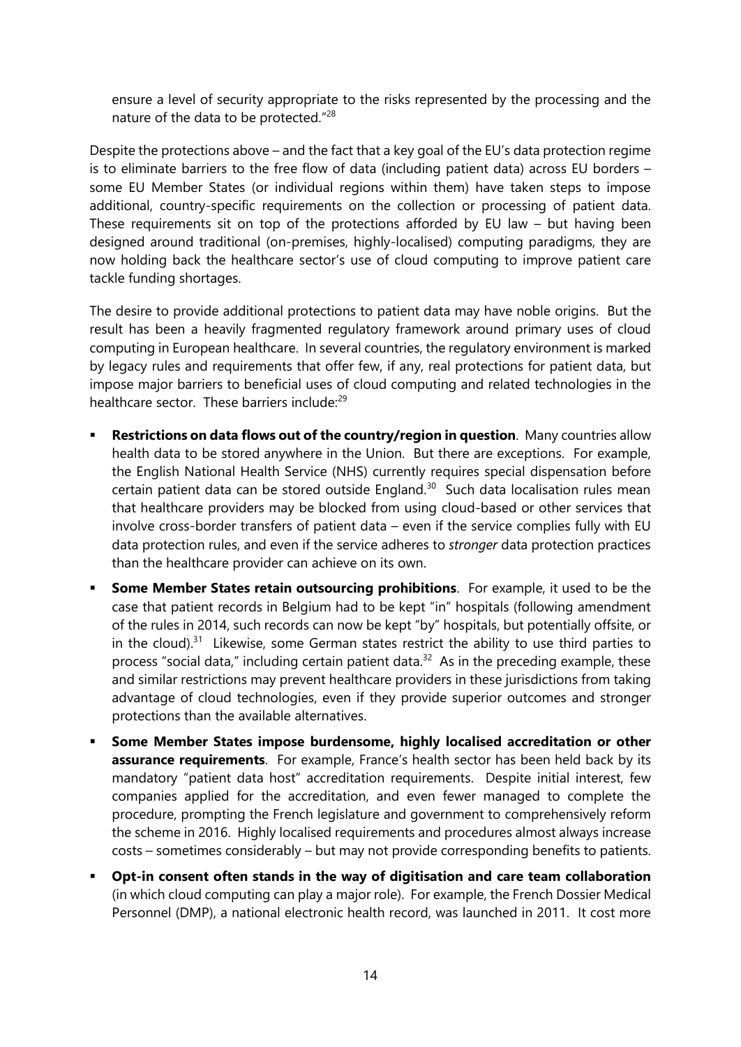ensure a level of security appropriate to the risks represented by the processing and the nature of the data to be protected."[28]

Despite the protections above – and the fact that a key goal of the EU's data protection regime is to eliminate barriers to the free flow of data (including patient data) across EU borders – some EU Member States (or individual regions within them) have taken steps to impose additional, country-specific requirements on the collection or processing of patient data. These requirements sit on top of the protections afforded by EU law – but having been designed around traditional (on-premises, highly-localised) computing paradigms, they are now holding back the healthcare sector's use of cloud computing to improve patient care tackle funding shortages.

The desire to provide additional protections to patient data may have noble origins. But the result has been a heavily fragmented regulatory framework around primary uses of cloud computing in European healthcare. In several countries, the regulatory environment is marked by legacy rules and requirements that offer few, if any, real protections for patient data, but impose major barriers to beneficial uses of cloud computing and related technologies in the healthcare sector. These barriers include:[29]

- **Restrictions on data flows out of the country/region in question**. Many countries allow health data to be stored anywhere in the Union. But there are exceptions. For example, the English National Health Service (NHS) currently requires special dispensation before certain patient data can be stored outside England.[30] Such data localisation rules mean that healthcare providers may be blocked from using cloud-based or other services that involve cross-border transfers of patient data – even if the service complies fully with EU data protection rules, and even if the service adheres to *stronger* data protection practices than the healthcare provider can achieve on its own.
- **Some Member States retain outsourcing prohibitions**. For example, it used to be the case that patient records in Belgium had to be kept "in" hospitals (following amendment of the rules in 2014, such records can now be kept "by" hospitals, but potentially offsite, or in the cloud).[31] Likewise, some German states restrict the ability to use third parties to process "social data," including certain patient data.[32] As in the preceding example, these and similar restrictions may prevent healthcare providers in these jurisdictions from taking advantage of cloud technologies, even if they provide superior outcomes and stronger protections than the available alternatives.
- **Some Member States impose burdensome, highly localised accreditation or other assurance requirements**. For example, France's health sector has been held back by its mandatory "patient data host" accreditation requirements. Despite initial interest, few companies applied for the accreditation, and even fewer managed to complete the procedure, prompting the French legislature and government to comprehensively reform the scheme in 2016. Highly localised requirements and procedures almost always increase costs – sometimes considerably – but may not provide corresponding benefits to patients.
- **Opt-in consent often stands in the way of digitisation and care team collaboration** (in which cloud computing can play a major role). For example, the French Dossier Medical Personnel (DMP), a national electronic health record, was launched in 2011. It cost more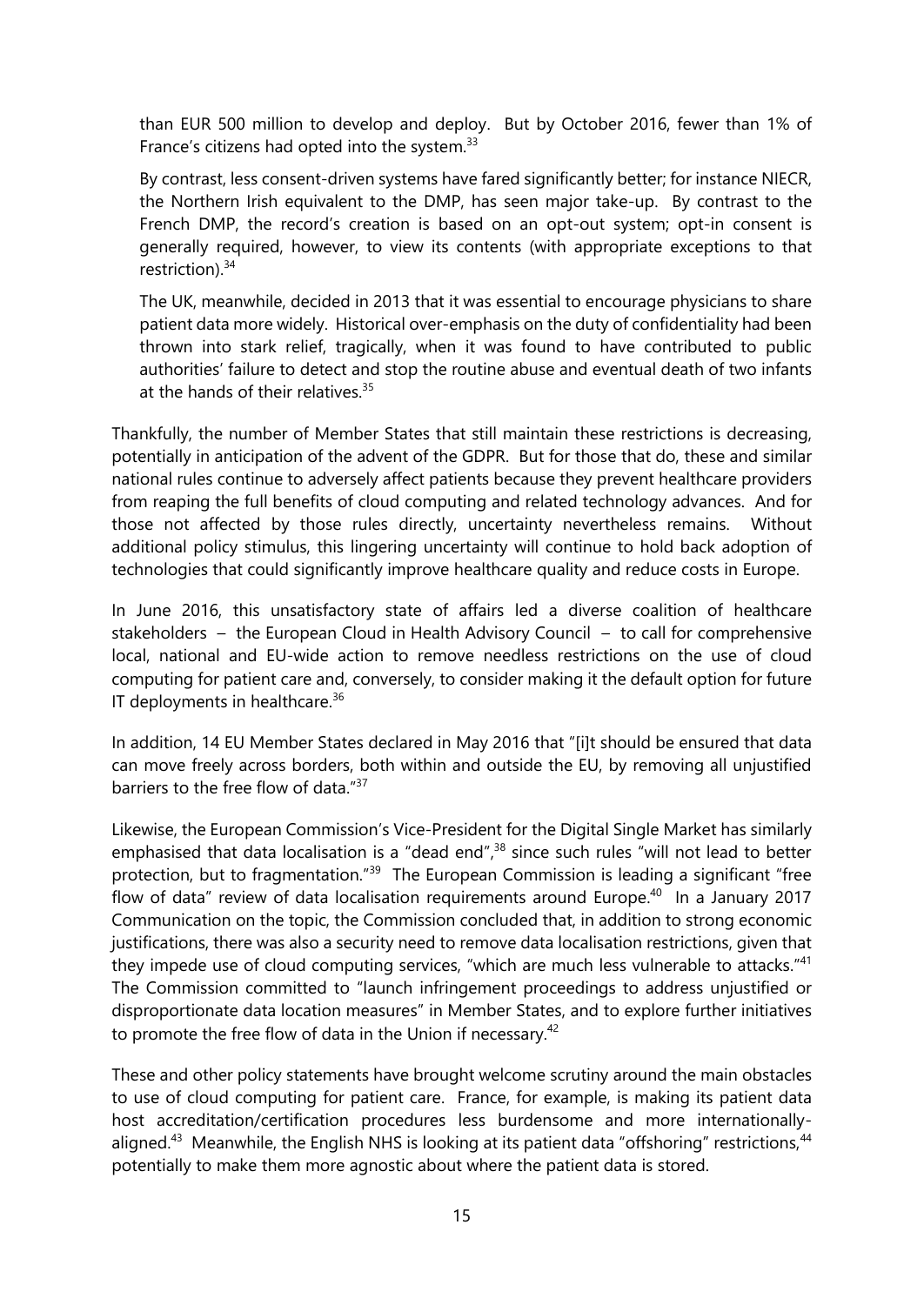than EUR 500 million to develop and deploy. But by October 2016, fewer than 1% of France's citizens had opted into the system.[33]

> By contrast, less consent-driven systems have fared significantly better; for instance NIECR, the Northern Irish equivalent to the DMP, has seen major take-up. By contrast to the French DMP, the record's creation is based on an opt-out system; opt-in consent is generally required, however, to view its contents (with appropriate exceptions to that restriction).[34]
>
> The UK, meanwhile, decided in 2013 that it was essential to encourage physicians to share patient data more widely. Historical over-emphasis on the duty of confidentiality had been thrown into stark relief, tragically, when it was found to have contributed to public authorities' failure to detect and stop the routine abuse and eventual death of two infants at the hands of their relatives.[35]

Thankfully, the number of Member States that still maintain these restrictions is decreasing, potentially in anticipation of the advent of the GDPR. But for those that do, these and similar national rules continue to adversely affect patients because they prevent healthcare providers from reaping the full benefits of cloud computing and related technology advances. And for those not affected by those rules directly, uncertainty nevertheless remains. Without additional policy stimulus, this lingering uncertainty will continue to hold back adoption of technologies that could significantly improve healthcare quality and reduce costs in Europe.

In June 2016, this unsatisfactory state of affairs led a diverse coalition of healthcare stakeholders – the European Cloud in Health Advisory Council – to call for comprehensive local, national and EU-wide action to remove needless restrictions on the use of cloud computing for patient care and, conversely, to consider making it the default option for future IT deployments in healthcare.[36]

In addition, 14 EU Member States declared in May 2016 that "[i]t should be ensured that data can move freely across borders, both within and outside the EU, by removing all unjustified barriers to the free flow of data."[37]

Likewise, the European Commission's Vice-President for the Digital Single Market has similarly emphasised that data localisation is a "dead end",[38] since such rules "will not lead to better protection, but to fragmentation."[39] The European Commission is leading a significant "free flow of data" review of data localisation requirements around Europe.[40] In a January 2017 Communication on the topic, the Commission concluded that, in addition to strong economic justifications, there was also a security need to remove data localisation restrictions, given that they impede use of cloud computing services, "which are much less vulnerable to attacks."[41] The Commission committed to "launch infringement proceedings to address unjustified or disproportionate data location measures" in Member States, and to explore further initiatives to promote the free flow of data in the Union if necessary.[42]

These and other policy statements have brought welcome scrutiny around the main obstacles to use of cloud computing for patient care. France, for example, is making its patient data host accreditation/certification procedures less burdensome and more internationally-aligned.[43] Meanwhile, the English NHS is looking at its patient data "offshoring" restrictions,[44] potentially to make them more agnostic about where the patient data is stored.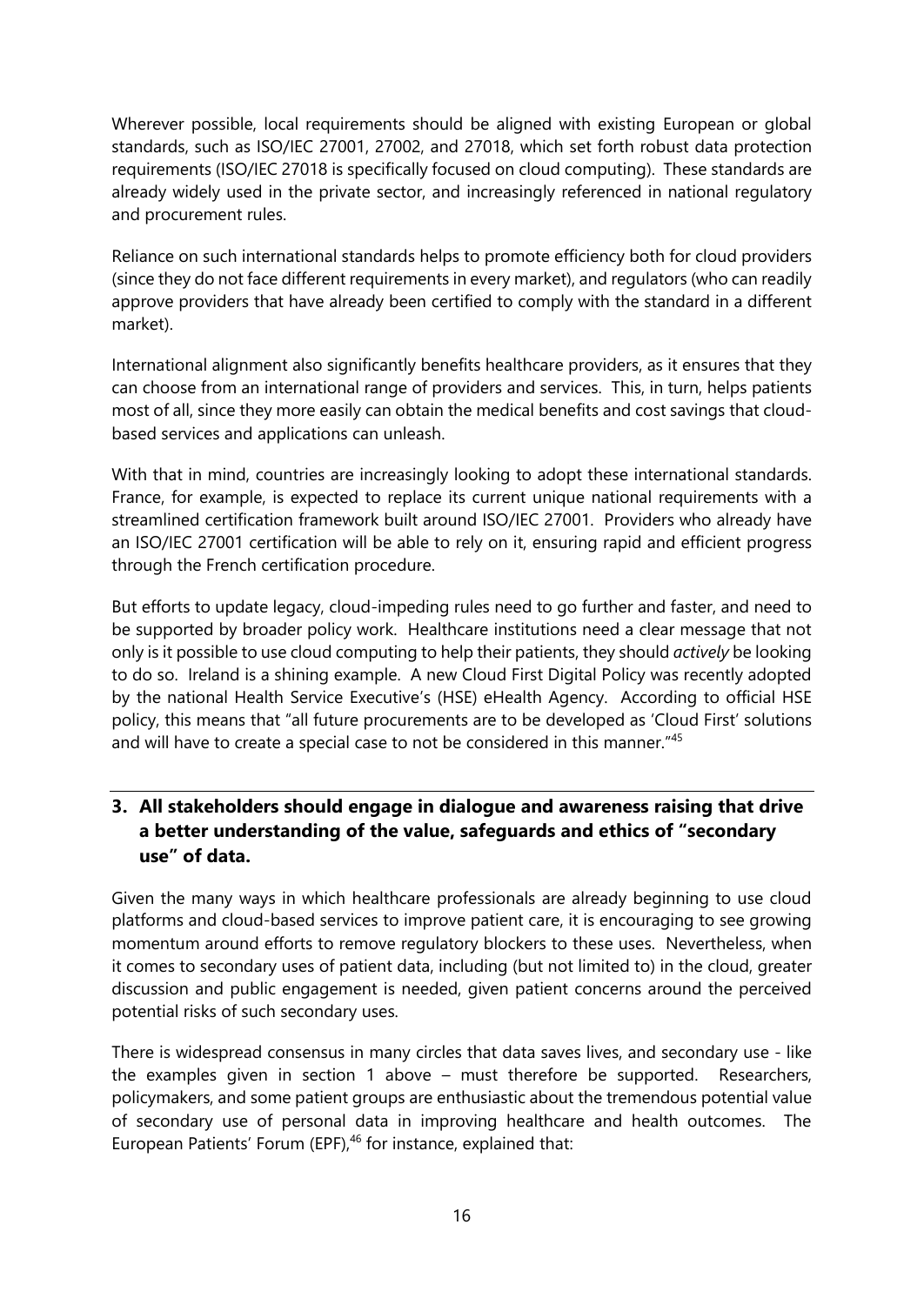Wherever possible, local requirements should be aligned with existing European or global standards, such as ISO/IEC 27001, 27002, and 27018, which set forth robust data protection requirements (ISO/IEC 27018 is specifically focused on cloud computing). These standards are already widely used in the private sector, and increasingly referenced in national regulatory and procurement rules.

Reliance on such international standards helps to promote efficiency both for cloud providers (since they do not face different requirements in every market), and regulators (who can readily approve providers that have already been certified to comply with the standard in a different market).

International alignment also significantly benefits healthcare providers, as it ensures that they can choose from an international range of providers and services. This, in turn, helps patients most of all, since they more easily can obtain the medical benefits and cost savings that cloud-based services and applications can unleash.

With that in mind, countries are increasingly looking to adopt these international standards. France, for example, is expected to replace its current unique national requirements with a streamlined certification framework built around ISO/IEC 27001. Providers who already have an ISO/IEC 27001 certification will be able to rely on it, ensuring rapid and efficient progress through the French certification procedure.

But efforts to update legacy, cloud-impeding rules need to go further and faster, and need to be supported by broader policy work. Healthcare institutions need a clear message that not only is it possible to use cloud computing to help their patients, they should *actively* be looking to do so. Ireland is a shining example. A new Cloud First Digital Policy was recently adopted by the national Health Service Executive's (HSE) eHealth Agency. According to official HSE policy, this means that "all future procurements are to be developed as 'Cloud First' solutions and will have to create a special case to not be considered in this manner."[45]

## 3. All stakeholders should engage in dialogue and awareness raising that drive a better understanding of the value, safeguards and ethics of "secondary use" of data.

Given the many ways in which healthcare professionals are already beginning to use cloud platforms and cloud-based services to improve patient care, it is encouraging to see growing momentum around efforts to remove regulatory blockers to these uses. Nevertheless, when it comes to secondary uses of patient data, including (but not limited to) in the cloud, greater discussion and public engagement is needed, given patient concerns around the perceived potential risks of such secondary uses.

There is widespread consensus in many circles that data saves lives, and secondary use - like the examples given in section 1 above – must therefore be supported. Researchers, policymakers, and some patient groups are enthusiastic about the tremendous potential value of secondary use of personal data in improving healthcare and health outcomes. The European Patients' Forum (EPF),[46] for instance, explained that: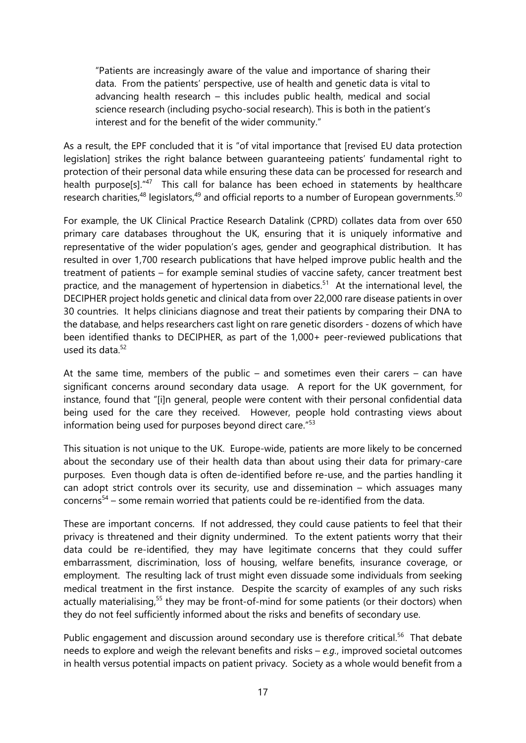> "Patients are increasingly aware of the value and importance of sharing their data. From the patients' perspective, use of health and genetic data is vital to advancing health research – this includes public health, medical and social science research (including psycho-social research). This is both in the patient's interest and for the benefit of the wider community."

As a result, the EPF concluded that it is "of vital importance that [revised EU data protection legislation] strikes the right balance between guaranteeing patients' fundamental right to protection of their personal data while ensuring these data can be processed for research and health purpose[s]."[47] This call for balance has been echoed in statements by healthcare research charities,[48] legislators,[49] and official reports to a number of European governments.[50]

For example, the UK Clinical Practice Research Datalink (CPRD) collates data from over 650 primary care databases throughout the UK, ensuring that it is uniquely informative and representative of the wider population's ages, gender and geographical distribution. It has resulted in over 1,700 research publications that have helped improve public health and the treatment of patients – for example seminal studies of vaccine safety, cancer treatment best practice, and the management of hypertension in diabetics.[51] At the international level, the DECIPHER project holds genetic and clinical data from over 22,000 rare disease patients in over 30 countries. It helps clinicians diagnose and treat their patients by comparing their DNA to the database, and helps researchers cast light on rare genetic disorders - dozens of which have been identified thanks to DECIPHER, as part of the 1,000+ peer-reviewed publications that used its data.[52]

At the same time, members of the public – and sometimes even their carers – can have significant concerns around secondary data usage. A report for the UK government, for instance, found that "[i]n general, people were content with their personal confidential data being used for the care they received. However, people hold contrasting views about information being used for purposes beyond direct care."[53]

This situation is not unique to the UK. Europe-wide, patients are more likely to be concerned about the secondary use of their health data than about using their data for primary-care purposes. Even though data is often de-identified before re-use, and the parties handling it can adopt strict controls over its security, use and dissemination – which assuages many concerns[54] – some remain worried that patients could be re-identified from the data.

These are important concerns. If not addressed, they could cause patients to feel that their privacy is threatened and their dignity undermined. To the extent patients worry that their data could be re-identified, they may have legitimate concerns that they could suffer embarrassment, discrimination, loss of housing, welfare benefits, insurance coverage, or employment. The resulting lack of trust might even dissuade some individuals from seeking medical treatment in the first instance. Despite the scarcity of examples of any such risks actually materialising,[55] they may be front-of-mind for some patients (or their doctors) when they do not feel sufficiently informed about the risks and benefits of secondary use.

Public engagement and discussion around secondary use is therefore critical.[56] That debate needs to explore and weigh the relevant benefits and risks – *e.g.*, improved societal outcomes in health versus potential impacts on patient privacy. Society as a whole would benefit from a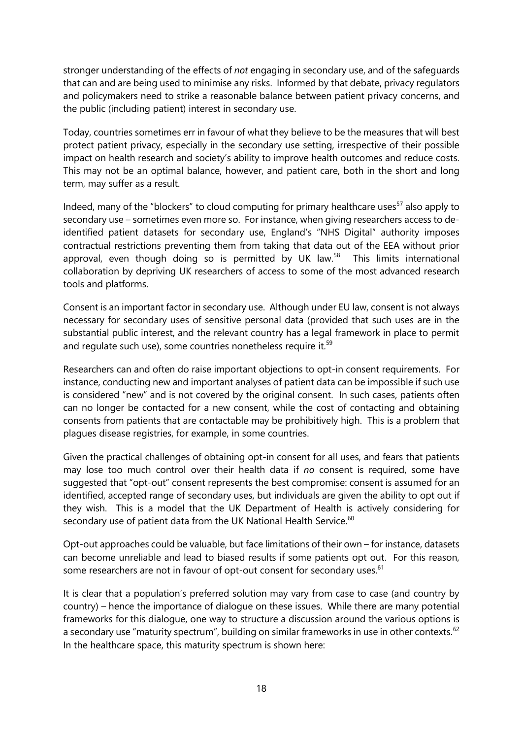stronger understanding of the effects of *not* engaging in secondary use, and of the safeguards that can and are being used to minimise any risks. Informed by that debate, privacy regulators and policymakers need to strike a reasonable balance between patient privacy concerns, and the public (including patient) interest in secondary use.

Today, countries sometimes err in favour of what they believe to be the measures that will best protect patient privacy, especially in the secondary use setting, irrespective of their possible impact on health research and society's ability to improve health outcomes and reduce costs. This may not be an optimal balance, however, and patient care, both in the short and long term, may suffer as a result.

Indeed, many of the "blockers" to cloud computing for primary healthcare uses[57] also apply to secondary use – sometimes even more so. For instance, when giving researchers access to de-identified patient datasets for secondary use, England's "NHS Digital" authority imposes contractual restrictions preventing them from taking that data out of the EEA without prior approval, even though doing so is permitted by UK law.[58] This limits international collaboration by depriving UK researchers of access to some of the most advanced research tools and platforms.

Consent is an important factor in secondary use. Although under EU law, consent is not always necessary for secondary uses of sensitive personal data (provided that such uses are in the substantial public interest, and the relevant country has a legal framework in place to permit and regulate such use), some countries nonetheless require it.[59]

Researchers can and often do raise important objections to opt-in consent requirements. For instance, conducting new and important analyses of patient data can be impossible if such use is considered "new" and is not covered by the original consent. In such cases, patients often can no longer be contacted for a new consent, while the cost of contacting and obtaining consents from patients that are contactable may be prohibitively high. This is a problem that plagues disease registries, for example, in some countries.

Given the practical challenges of obtaining opt-in consent for all uses, and fears that patients may lose too much control over their health data if *no* consent is required, some have suggested that "opt-out" consent represents the best compromise: consent is assumed for an identified, accepted range of secondary uses, but individuals are given the ability to opt out if they wish. This is a model that the UK Department of Health is actively considering for secondary use of patient data from the UK National Health Service.[60]

Opt-out approaches could be valuable, but face limitations of their own – for instance, datasets can become unreliable and lead to biased results if some patients opt out. For this reason, some researchers are not in favour of opt-out consent for secondary uses.[61]

It is clear that a population's preferred solution may vary from case to case (and country by country) – hence the importance of dialogue on these issues. While there are many potential frameworks for this dialogue, one way to structure a discussion around the various options is a secondary use "maturity spectrum", building on similar frameworks in use in other contexts.[62] In the healthcare space, this maturity spectrum is shown here: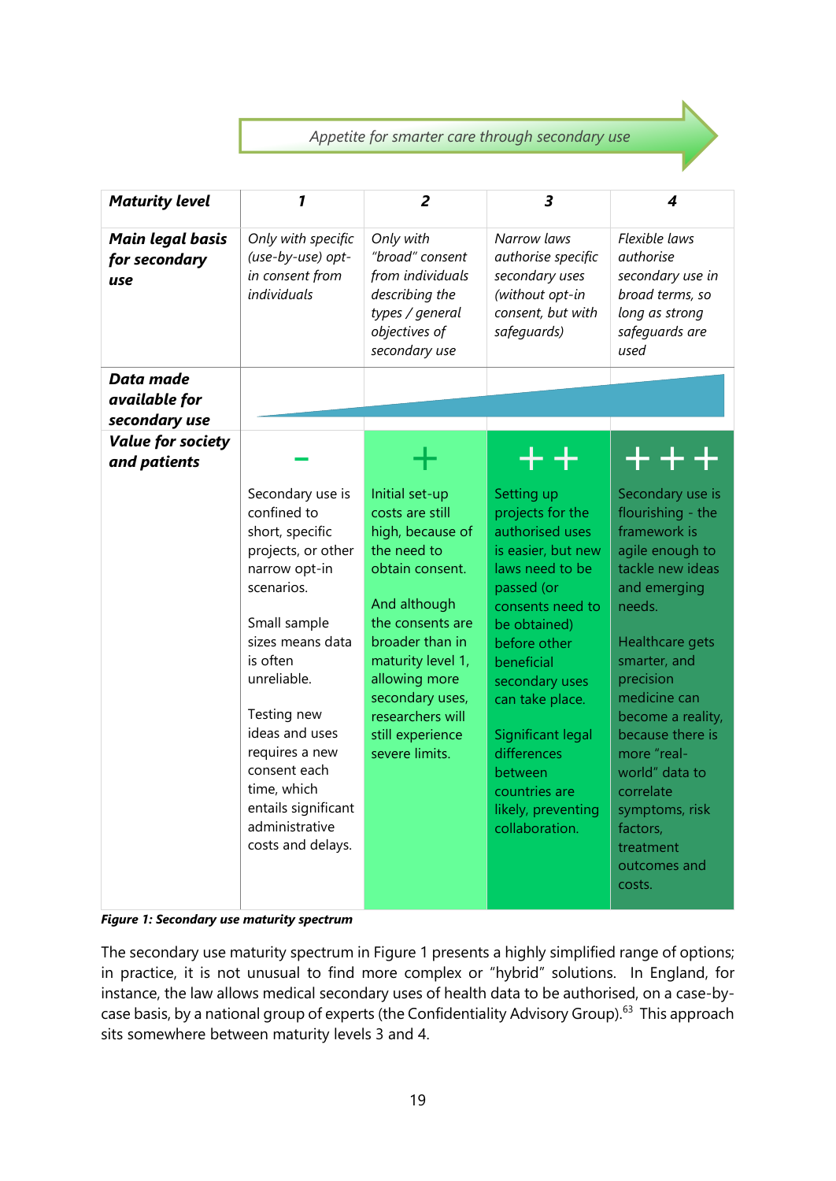*Appetite for smarter care through secondary use* →

| **Maturity level** | **1** | **2** | **3** | **4** |
|---|---|---|---|---|
| **Main legal basis for secondary use** | *Only with specific (use-by-use) opt-in consent from individuals* | *Only with "broad" consent from individuals describing the types / general objectives of secondary use* | *Narrow laws authorise specific secondary uses (without opt-in consent, but with safeguards)* | *Flexible laws authorise secondary use in broad terms, so long as strong safeguards are used* |
| **Data made available for secondary use** | | | | |
| **Value for society and patients** | – <br><br> Secondary use is confined to short, specific projects, or other narrow opt-in scenarios. <br><br> Small sample sizes means data is often unreliable. <br><br> Testing new ideas and uses requires a new consent each time, which entails significant administrative costs and delays. | + <br><br> Initial set-up costs are still high, because of the need to obtain consent. <br><br> And although the consents are broader than in maturity level 1, allowing more secondary uses, researchers will still experience severe limits. | ++ <br><br> Setting up projects for the authorised uses is easier, but new laws need to be passed (or consents need to be obtained) before other beneficial secondary uses can take place. <br><br> Significant legal differences between countries are likely, preventing collaboration. | +++ <br><br> Secondary use is flourishing - the framework is agile enough to tackle new ideas and emerging needs. <br><br> Healthcare gets smarter, and precision medicine can become a reality, because there is more "real-world" data to correlate symptoms, risk factors, treatment outcomes and costs. |

***Figure 1: Secondary use maturity spectrum***

The secondary use maturity spectrum in Figure 1 presents a highly simplified range of options; in practice, it is not unusual to find more complex or "hybrid" solutions. In England, for instance, the law allows medical secondary uses of health data to be authorised, on a case-by-case basis, by a national group of experts (the Confidentiality Advisory Group).[63] This approach sits somewhere between maturity levels 3 and 4.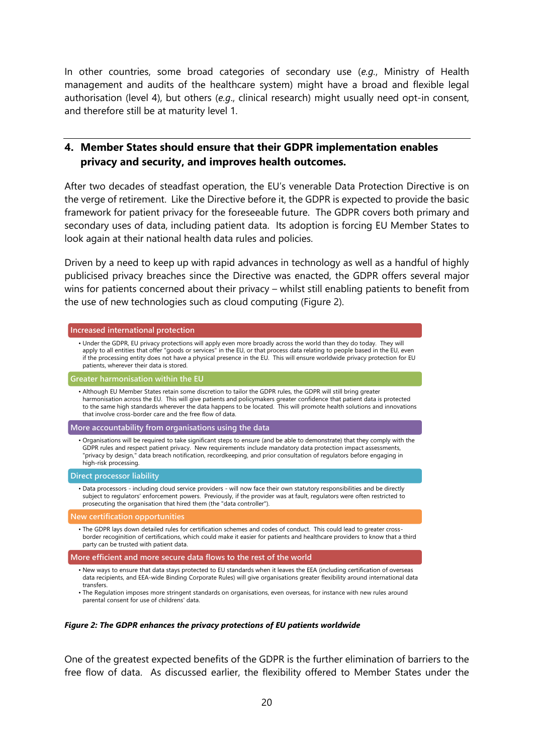In other countries, some broad categories of secondary use (*e.g.*, Ministry of Health management and audits of the healthcare system) might have a broad and flexible legal authorisation (level 4), but others (*e.g.*, clinical research) might usually need opt-in consent, and therefore still be at maturity level 1.

## 4. Member States should ensure that their GDPR implementation enables privacy and security, and improves health outcomes.

After two decades of steadfast operation, the EU's venerable Data Protection Directive is on the verge of retirement. Like the Directive before it, the GDPR is expected to provide the basic framework for patient privacy for the foreseeable future. The GDPR covers both primary and secondary uses of data, including patient data. Its adoption is forcing EU Member States to look again at their national health data rules and policies.

Driven by a need to keep up with rapid advances in technology as well as a handful of highly publicised privacy breaches since the Directive was enacted, the GDPR offers several major wins for patients concerned about their privacy – whilst still enabling patients to benefit from the use of new technologies such as cloud computing (Figure 2).

**Increased international protection**

- Under the GDPR, EU privacy protections will apply even more broadly across the world than they do today. They will apply to all entities that offer "goods or services" in the EU, or that process data relating to people based in the EU, even if the processing entity does not have a physical presence in the EU. This will ensure worldwide privacy protection for EU patients, wherever their data is stored.

**Greater harmonisation within the EU**

- Although EU Member States retain some discretion to tailor the GDPR rules, the GDPR will still bring greater harmonisation across the EU. This will give patients and policymakers greater confidence that patient data is protected to the same high standards wherever the data happens to be located. This will promote health solutions and innovations that involve cross-border care and the free flow of data.

**More accountability from organisations using the data**

- Organisations will be required to take significant steps to ensure (and be able to demonstrate) that they comply with the GDPR rules and respect patient privacy. New requirements include mandatory data protection impact assessments, "privacy by design," data breach notification, recordkeeping, and prior consultation of regulators before engaging in high-risk processing.

**Direct processor liability**

- Data processors - including cloud service providers - will now face their own statutory responsibilities and be directly subject to regulators' enforcement powers. Previously, if the provider was at fault, regulators were often restricted to prosecuting the organisation that hired them (the "data controller").

**New certification opportunities**

- The GDPR lays down detailed rules for certification schemes and codes of conduct. This could lead to greater cross-border recognition of certifications, which could make it easier for patients and healthcare providers to know that a third party can be trusted with patient data.

**More efficient and more secure data flows to the rest of the world**

- New ways to ensure that data stays protected to EU standards when it leaves the EEA (including certification of overseas data recipients, and EEA-wide Binding Corporate Rules) will give organisations greater flexibility around international data transfers.
- The Regulation imposes more stringent standards on organisations, even overseas, for instance with new rules around parental consent for use of childrens' data.

***Figure 2: The GDPR enhances the privacy protections of EU patients worldwide***

One of the greatest expected benefits of the GDPR is the further elimination of barriers to the free flow of data. As discussed earlier, the flexibility offered to Member States under the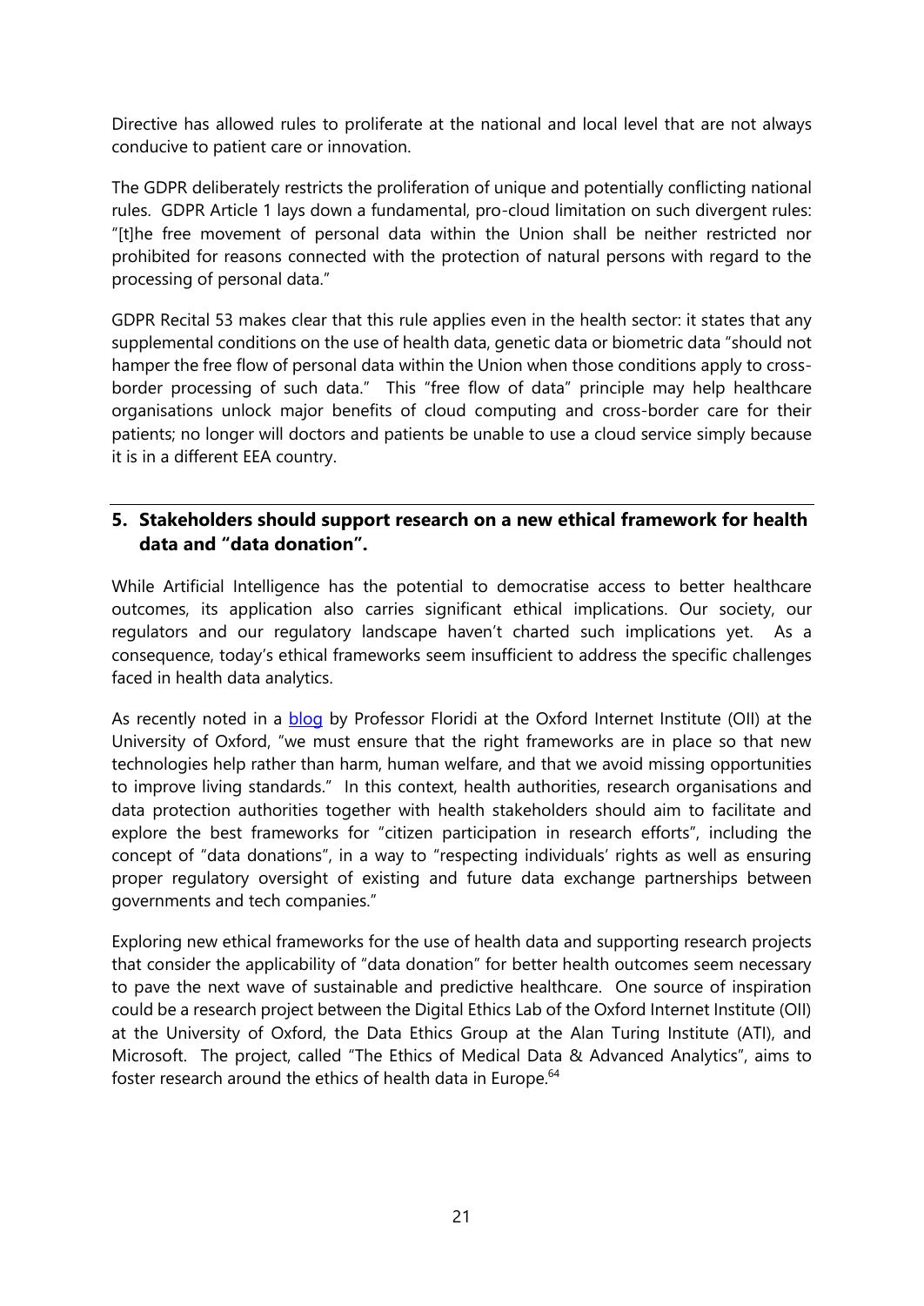Directive has allowed rules to proliferate at the national and local level that are not always conducive to patient care or innovation.

The GDPR deliberately restricts the proliferation of unique and potentially conflicting national rules. GDPR Article 1 lays down a fundamental, pro-cloud limitation on such divergent rules: "[t]he free movement of personal data within the Union shall be neither restricted nor prohibited for reasons connected with the protection of natural persons with regard to the processing of personal data."

GDPR Recital 53 makes clear that this rule applies even in the health sector: it states that any supplemental conditions on the use of health data, genetic data or biometric data "should not hamper the free flow of personal data within the Union when those conditions apply to cross-border processing of such data." This "free flow of data" principle may help healthcare organisations unlock major benefits of cloud computing and cross-border care for their patients; no longer will doctors and patients be unable to use a cloud service simply because it is in a different EEA country.

## 5. Stakeholders should support research on a new ethical framework for health data and "data donation".

While Artificial Intelligence has the potential to democratise access to better healthcare outcomes, its application also carries significant ethical implications. Our society, our regulators and our regulatory landscape haven't charted such implications yet. As a consequence, today's ethical frameworks seem insufficient to address the specific challenges faced in health data analytics.

As recently noted in a blog by Professor Floridi at the Oxford Internet Institute (OII) at the University of Oxford, "we must ensure that the right frameworks are in place so that new technologies help rather than harm, human welfare, and that we avoid missing opportunities to improve living standards." In this context, health authorities, research organisations and data protection authorities together with health stakeholders should aim to facilitate and explore the best frameworks for "citizen participation in research efforts", including the concept of "data donations", in a way to "respecting individuals' rights as well as ensuring proper regulatory oversight of existing and future data exchange partnerships between governments and tech companies."

Exploring new ethical frameworks for the use of health data and supporting research projects that consider the applicability of "data donation" for better health outcomes seem necessary to pave the next wave of sustainable and predictive healthcare. One source of inspiration could be a research project between the Digital Ethics Lab of the Oxford Internet Institute (OII) at the University of Oxford, the Data Ethics Group at the Alan Turing Institute (ATI), and Microsoft. The project, called "The Ethics of Medical Data & Advanced Analytics", aims to foster research around the ethics of health data in Europe.[64]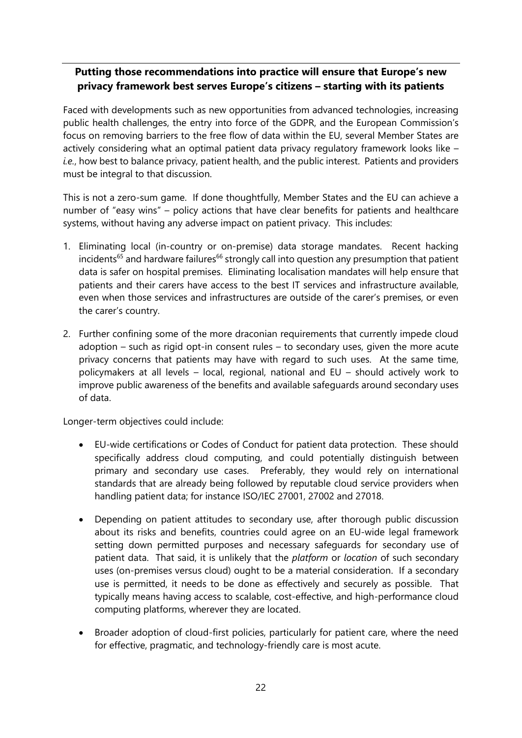**Putting those recommendations into practice will ensure that Europe's new privacy framework best serves Europe's citizens – starting with its patients**

Faced with developments such as new opportunities from advanced technologies, increasing public health challenges, the entry into force of the GDPR, and the European Commission's focus on removing barriers to the free flow of data within the EU, several Member States are actively considering what an optimal patient data privacy regulatory framework looks like – *i.e.*, how best to balance privacy, patient health, and the public interest. Patients and providers must be integral to that discussion.

This is not a zero-sum game. If done thoughtfully, Member States and the EU can achieve a number of "easy wins" – policy actions that have clear benefits for patients and healthcare systems, without having any adverse impact on patient privacy. This includes:

1. Eliminating local (in-country or on-premise) data storage mandates. Recent hacking incidents[65] and hardware failures[66] strongly call into question any presumption that patient data is safer on hospital premises. Eliminating localisation mandates will help ensure that patients and their carers have access to the best IT services and infrastructure available, even when those services and infrastructures are outside of the carer's premises, or even the carer's country.

2. Further confining some of the more draconian requirements that currently impede cloud adoption – such as rigid opt-in consent rules – to secondary uses, given the more acute privacy concerns that patients may have with regard to such uses. At the same time, policymakers at all levels – local, regional, national and EU – should actively work to improve public awareness of the benefits and available safeguards around secondary uses of data.

Longer-term objectives could include:

- EU-wide certifications or Codes of Conduct for patient data protection. These should specifically address cloud computing, and could potentially distinguish between primary and secondary use cases. Preferably, they would rely on international standards that are already being followed by reputable cloud service providers when handling patient data; for instance ISO/IEC 27001, 27002 and 27018.

- Depending on patient attitudes to secondary use, after thorough public discussion about its risks and benefits, countries could agree on an EU-wide legal framework setting down permitted purposes and necessary safeguards for secondary use of patient data. That said, it is unlikely that the *platform* or *location* of such secondary uses (on-premises versus cloud) ought to be a material consideration. If a secondary use is permitted, it needs to be done as effectively and securely as possible. That typically means having access to scalable, cost-effective, and high-performance cloud computing platforms, wherever they are located.

- Broader adoption of cloud-first policies, particularly for patient care, where the need for effective, pragmatic, and technology-friendly care is most acute.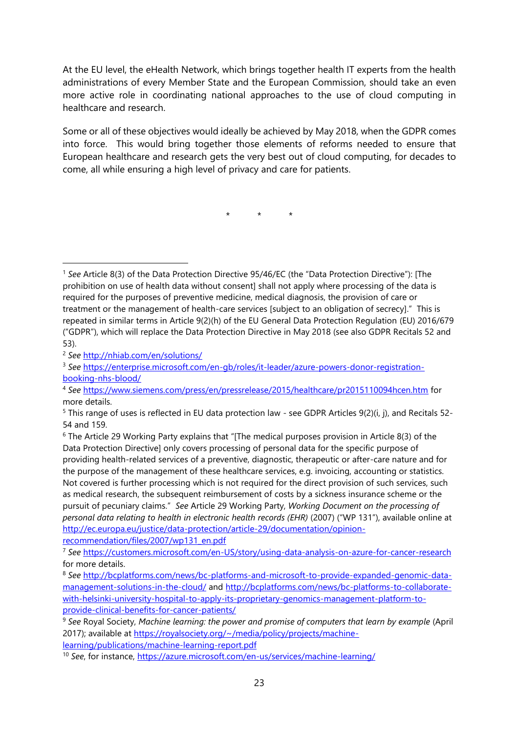At the EU level, the eHealth Network, which brings together health IT experts from the health administrations of every Member State and the European Commission, should take an even more active role in coordinating national approaches to the use of cloud computing in healthcare and research.

Some or all of these objectives would ideally be achieved by May 2018, when the GDPR comes into force. This would bring together those elements of reforms needed to ensure that European healthcare and research gets the very best out of cloud computing, for decades to come, all while ensuring a high level of privacy and care for patients.

\*    \*    \*

---

[1] *See* Article 8(3) of the Data Protection Directive 95/46/EC (the "Data Protection Directive"): [The prohibition on use of health data without consent] shall not apply where processing of the data is required for the purposes of preventive medicine, medical diagnosis, the provision of care or treatment or the management of health-care services [subject to an obligation of secrecy]." This is repeated in similar terms in Article 9(2)(h) of the EU General Data Protection Regulation (EU) 2016/679 ("GDPR"), which will replace the Data Protection Directive in May 2018 (see also GDPR Recitals 52 and 53).

[2] *See* http://nhiab.com/en/solutions/

[3] *See* https://enterprise.microsoft.com/en-gb/roles/it-leader/azure-powers-donor-registration-booking-nhs-blood/

[4] *See* https://www.siemens.com/press/en/pressrelease/2015/healthcare/pr2015110094hcen.htm for more details.

[5] This range of uses is reflected in EU data protection law - see GDPR Articles 9(2)(i, j), and Recitals 52-54 and 159.

[6] The Article 29 Working Party explains that "[The medical purposes provision in Article 8(3) of the Data Protection Directive] only covers processing of personal data for the specific purpose of providing health-related services of a preventive, diagnostic, therapeutic or after-care nature and for the purpose of the management of these healthcare services, e.g. invoicing, accounting or statistics. Not covered is further processing which is not required for the direct provision of such services, such as medical research, the subsequent reimbursement of costs by a sickness insurance scheme or the pursuit of pecuniary claims." *See* Article 29 Working Party, *Working Document on the processing of personal data relating to health in electronic health records (EHR)* (2007) ("WP 131"), available online at http://ec.europa.eu/justice/data-protection/article-29/documentation/opinion-recommendation/files/2007/wp131_en.pdf

[7] *See* https://customers.microsoft.com/en-US/story/using-data-analysis-on-azure-for-cancer-research for more details.

[8] *See* http://bcplatforms.com/news/bc-platforms-and-microsoft-to-provide-expanded-genomic-data-management-solutions-in-the-cloud/ and http://bcplatforms.com/news/bc-platforms-to-collaborate-with-helsinki-university-hospital-to-apply-its-proprietary-genomics-management-platform-to-provide-clinical-benefits-for-cancer-patients/

[9] *See* Royal Society, *Machine learning: the power and promise of computers that learn by example* (April 2017); available at https://royalsociety.org/~/media/policy/projects/machine-learning/publications/machine-learning-report.pdf

[10] *See*, for instance, https://azure.microsoft.com/en-us/services/machine-learning/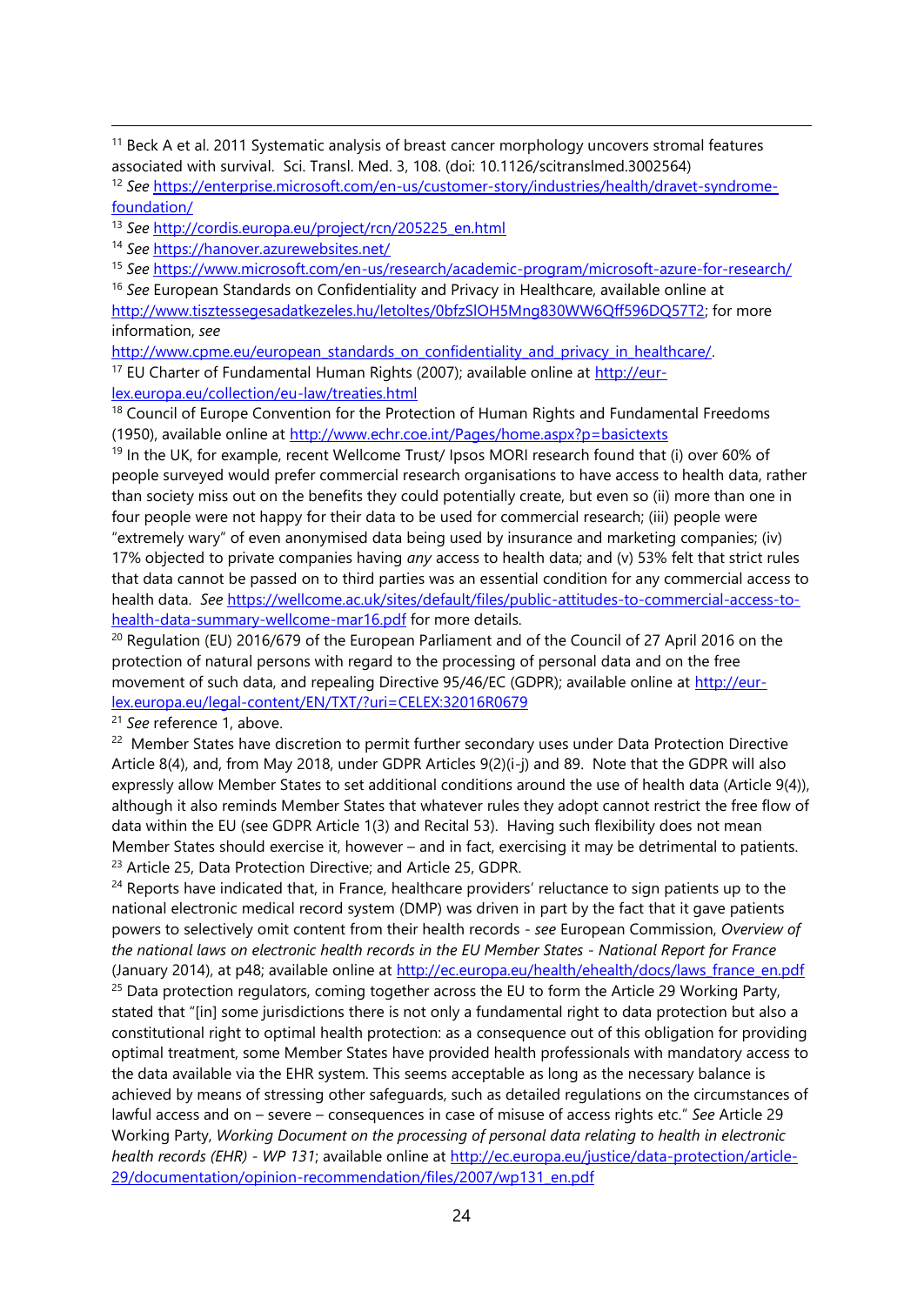[11] Beck A et al. 2011 Systematic analysis of breast cancer morphology uncovers stromal features associated with survival. Sci. Transl. Med. 3, 108. (doi: 10.1126/scitranslmed.3002564)

[12] *See* https://enterprise.microsoft.com/en-us/customer-story/industries/health/dravet-syndrome-foundation/

[13] *See* http://cordis.europa.eu/project/rcn/205225_en.html

[14] *See* https://hanover.azurewebsites.net/

[15] *See* https://www.microsoft.com/en-us/research/academic-program/microsoft-azure-for-research/

[16] *See* European Standards on Confidentiality and Privacy in Healthcare, available online at http://www.tisztessegesadatkezeles.hu/letoltes/0bfzSIOH5Mng830WW6Qff596DQ57T2; for more information, *see* http://www.cpme.eu/european_standards_on_confidentiality_and_privacy_in_healthcare/.

[17] EU Charter of Fundamental Human Rights (2007); available online at http://eur-lex.europa.eu/collection/eu-law/treaties.html

[18] Council of Europe Convention for the Protection of Human Rights and Fundamental Freedoms (1950), available online at http://www.echr.coe.int/Pages/home.aspx?p=basictexts

[19] In the UK, for example, recent Wellcome Trust/ Ipsos MORI research found that (i) over 60% of people surveyed would prefer commercial research organisations to have access to health data, rather than society miss out on the benefits they could potentially create, but even so (ii) more than one in four people were not happy for their data to be used for commercial research; (iii) people were "extremely wary" of even anonymised data being used by insurance and marketing companies; (iv) 17% objected to private companies having *any* access to health data; and (v) 53% felt that strict rules that data cannot be passed on to third parties was an essential condition for any commercial access to health data. *See* https://wellcome.ac.uk/sites/default/files/public-attitudes-to-commercial-access-to-health-data-summary-wellcome-mar16.pdf for more details.

[20] Regulation (EU) 2016/679 of the European Parliament and of the Council of 27 April 2016 on the protection of natural persons with regard to the processing of personal data and on the free movement of such data, and repealing Directive 95/46/EC (GDPR); available online at http://eur-lex.europa.eu/legal-content/EN/TXT/?uri=CELEX:32016R0679

[21] *See* reference 1, above.

[22] Member States have discretion to permit further secondary uses under Data Protection Directive Article 8(4), and, from May 2018, under GDPR Articles 9(2)(i-j) and 89. Note that the GDPR will also expressly allow Member States to set additional conditions around the use of health data (Article 9(4)), although it also reminds Member States that whatever rules they adopt cannot restrict the free flow of data within the EU (see GDPR Article 1(3) and Recital 53). Having such flexibility does not mean Member States should exercise it, however – and in fact, exercising it may be detrimental to patients.

[23] Article 25, Data Protection Directive; and Article 25, GDPR.

[24] Reports have indicated that, in France, healthcare providers' reluctance to sign patients up to the national electronic medical record system (DMP) was driven in part by the fact that it gave patients powers to selectively omit content from their health records - *see* European Commission, *Overview of the national laws on electronic health records in the EU Member States - National Report for France* (January 2014), at p48; available online at http://ec.europa.eu/health/ehealth/docs/laws_france_en.pdf

[25] Data protection regulators, coming together across the EU to form the Article 29 Working Party, stated that "[in] some jurisdictions there is not only a fundamental right to data protection but also a constitutional right to optimal health protection: as a consequence out of this obligation for providing optimal treatment, some Member States have provided health professionals with mandatory access to the data available via the EHR system. This seems acceptable as long as the necessary balance is achieved by means of stressing other safeguards, such as detailed regulations on the circumstances of lawful access and on – severe – consequences in case of misuse of access rights etc." *See* Article 29 Working Party, *Working Document on the processing of personal data relating to health in electronic health records (EHR) - WP 131*; available online at http://ec.europa.eu/justice/data-protection/article-29/documentation/opinion-recommendation/files/2007/wp131_en.pdf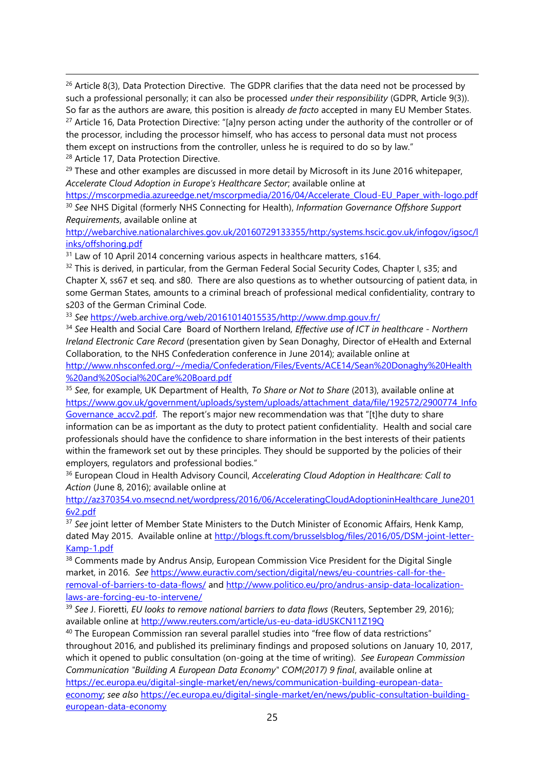[26] Article 8(3), Data Protection Directive. The GDPR clarifies that the data need not be processed by such a professional personally; it can also be processed *under their responsibility* (GDPR, Article 9(3)). So far as the authors are aware, this position is already *de facto* accepted in many EU Member States.

[27] Article 16, Data Protection Directive: "[a]ny person acting under the authority of the controller or of the processor, including the processor himself, who has access to personal data must not process them except on instructions from the controller, unless he is required to do so by law."

[28] Article 17, Data Protection Directive.

[29] These and other examples are discussed in more detail by Microsoft in its June 2016 whitepaper, *Accelerate Cloud Adoption in Europe's Healthcare Sector*; available online at https://mscorpmedia.azureedge.net/mscorpmedia/2016/04/Accelerate_Cloud-EU_Paper_with-logo.pdf

[30] *See* NHS Digital (formerly NHS Connecting for Health), *Information Governance Offshore Support Requirements*, available online at http://webarchive.nationalarchives.gov.uk/20160729133355/http:/systems.hscic.gov.uk/infogov/igsoc/links/offshoring.pdf

[31] Law of 10 April 2014 concerning various aspects in healthcare matters, s164.

[32] This is derived, in particular, from the German Federal Social Security Codes, Chapter I, s35; and Chapter X, ss67 et seq. and s80. There are also questions as to whether outsourcing of patient data, in some German States, amounts to a criminal breach of professional medical confidentiality, contrary to s203 of the German Criminal Code.

[33] *See* https://web.archive.org/web/20161014015535/http://www.dmp.gouv.fr/

[34] *See* Health and Social Care Board of Northern Ireland, *Effective use of ICT in healthcare - Northern Ireland Electronic Care Record* (presentation given by Sean Donaghy, Director of eHealth and External Collaboration, to the NHS Confederation conference in June 2014); available online at http://www.nhsconfed.org/~/media/Confederation/Files/Events/ACE14/Sean%20Donaghy%20Health%20and%20Social%20Care%20Board.pdf

[35] *See*, for example, UK Department of Health, *To Share or Not to Share* (2013), available online at https://www.gov.uk/government/uploads/system/uploads/attachment_data/file/192572/2900774_InfoGovernance_accv2.pdf. The report's major new recommendation was that "[t]he duty to share information can be as important as the duty to protect patient confidentiality. Health and social care professionals should have the confidence to share information in the best interests of their patients within the framework set out by these principles. They should be supported by the policies of their employers, regulators and professional bodies."

[36] European Cloud in Health Advisory Council, *Accelerating Cloud Adoption in Healthcare: Call to Action* (June 8, 2016); available online at http://az370354.vo.msecnd.net/wordpress/2016/06/AcceleratingCloudAdoptioninHealthcare_June2016v2.pdf

[37] *See* joint letter of Member State Ministers to the Dutch Minister of Economic Affairs, Henk Kamp, dated May 2015. Available online at http://blogs.ft.com/brusselsblog/files/2016/05/DSM-joint-letter-Kamp-1.pdf

[38] Comments made by Andrus Ansip, European Commission Vice President for the Digital Single market, in 2016. *See* https://www.euractiv.com/section/digital/news/eu-countries-call-for-the-removal-of-barriers-to-data-flows/ and http://www.politico.eu/pro/andrus-ansip-data-localization-laws-are-forcing-eu-to-intervene/

[39] *See* J. Fioretti, *EU looks to remove national barriers to data flows* (Reuters, September 29, 2016); available online at http://www.reuters.com/article/us-eu-data-idUSKCN11Z19Q

[40] The European Commission ran several parallel studies into "free flow of data restrictions" throughout 2016, and published its preliminary findings and proposed solutions on January 10, 2017, which it opened to public consultation (on-going at the time of writing). *See European Commission Communication "Building A European Data Economy" COM(2017) 9 final*, available online at https://ec.europa.eu/digital-single-market/en/news/communication-building-european-data-economy; *see also* https://ec.europa.eu/digital-single-market/en/news/public-consultation-building-european-data-economy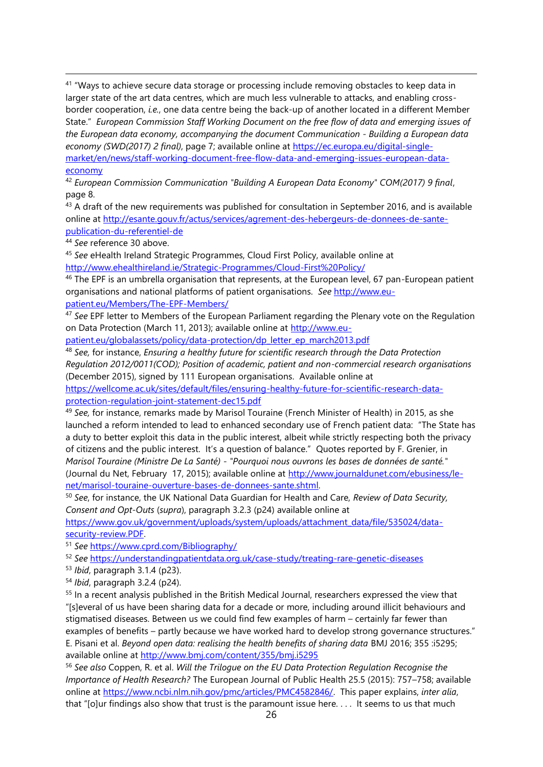[41] "Ways to achieve secure data storage or processing include removing obstacles to keep data in larger state of the art data centres, which are much less vulnerable to attacks, and enabling cross-border cooperation, *i.e.*, one data centre being the back-up of another located in a different Member State." *European Commission Staff Working Document on the free flow of data and emerging issues of the European data economy, accompanying the document Communication - Building a European data economy (SWD(2017) 2 final)*, page 7; available online at https://ec.europa.eu/digital-single-market/en/news/staff-working-document-free-flow-data-and-emerging-issues-european-data-economy

[42] *European Commission Communication "Building A European Data Economy" COM(2017) 9 final*, page 8.

[43] A draft of the new requirements was published for consultation in September 2016, and is available online at http://esante.gouv.fr/actus/services/agrement-des-hebergeurs-de-donnees-de-sante-publication-du-referentiel-de

[44] *See* reference 30 above.

[45] *See* eHealth Ireland Strategic Programmes, Cloud First Policy, available online at http://www.ehealthireland.ie/Strategic-Programmes/Cloud-First%20Policy/

[46] The EPF is an umbrella organisation that represents, at the European level, 67 pan-European patient organisations and national platforms of patient organisations. *See* http://www.eu-patient.eu/Members/The-EPF-Members/

[47] *See* EPF letter to Members of the European Parliament regarding the Plenary vote on the Regulation on Data Protection (March 11, 2013); available online at http://www.eu-patient.eu/globalassets/policy/data-protection/dp_letter_ep_march2013.pdf

[48] *See,* for instance, *Ensuring a healthy future for scientific research through the Data Protection Regulation 2012/0011(COD); Position of academic, patient and non-commercial research organisations* (December 2015), signed by 111 European organisations. Available online at https://wellcome.ac.uk/sites/default/files/ensuring-healthy-future-for-scientific-research-data-protection-regulation-joint-statement-dec15.pdf

[49] *See,* for instance, remarks made by Marisol Touraine (French Minister of Health) in 2015, as she launched a reform intended to lead to enhanced secondary use of French patient data: "The State has a duty to better exploit this data in the public interest, albeit while strictly respecting both the privacy of citizens and the public interest. It's a question of balance." Quotes reported by F. Grenier, in *Marisol Touraine (Ministre De La Santé) - "Pourquoi nous ouvrons les bases de données de santé."* (Journal du Net, February 17, 2015); available online at http://www.journaldunet.com/ebusiness/le-net/marisol-touraine-ouverture-bases-de-donnees-sante.shtml.

[50] *See*, for instance, the UK National Data Guardian for Health and Care, *Review of Data Security, Consent and Opt-Outs* (*supra*), paragraph 3.2.3 (p24) available online at https://www.gov.uk/government/uploads/system/uploads/attachment_data/file/535024/data-security-review.PDF.

[51] *See* https://www.cprd.com/Bibliography/

[52] *See* https://understandingpatientdata.org.uk/case-study/treating-rare-genetic-diseases

[53] *Ibid*, paragraph 3.1.4 (p23).

[54] *Ibid*, paragraph 3.2.4 (p24).

[55] In a recent analysis published in the British Medical Journal, researchers expressed the view that "[s]everal of us have been sharing data for a decade or more, including around illicit behaviours and stigmatised diseases. Between us we could find few examples of harm – certainly far fewer than examples of benefits – partly because we have worked hard to develop strong governance structures." E. Pisani et al. *Beyond open data: realising the health benefits of sharing data* BMJ 2016; 355 :i5295; available online at http://www.bmj.com/content/355/bmj.i5295

[56] *See also* Coppen, R. et al. *Will the Trilogue on the EU Data Protection Regulation Recognise the Importance of Health Research?* The European Journal of Public Health 25.5 (2015): 757–758; available online at https://www.ncbi.nlm.nih.gov/pmc/articles/PMC4582846/. This paper explains, *inter alia*, that "[o]ur findings also show that trust is the paramount issue here. . . . It seems to us that much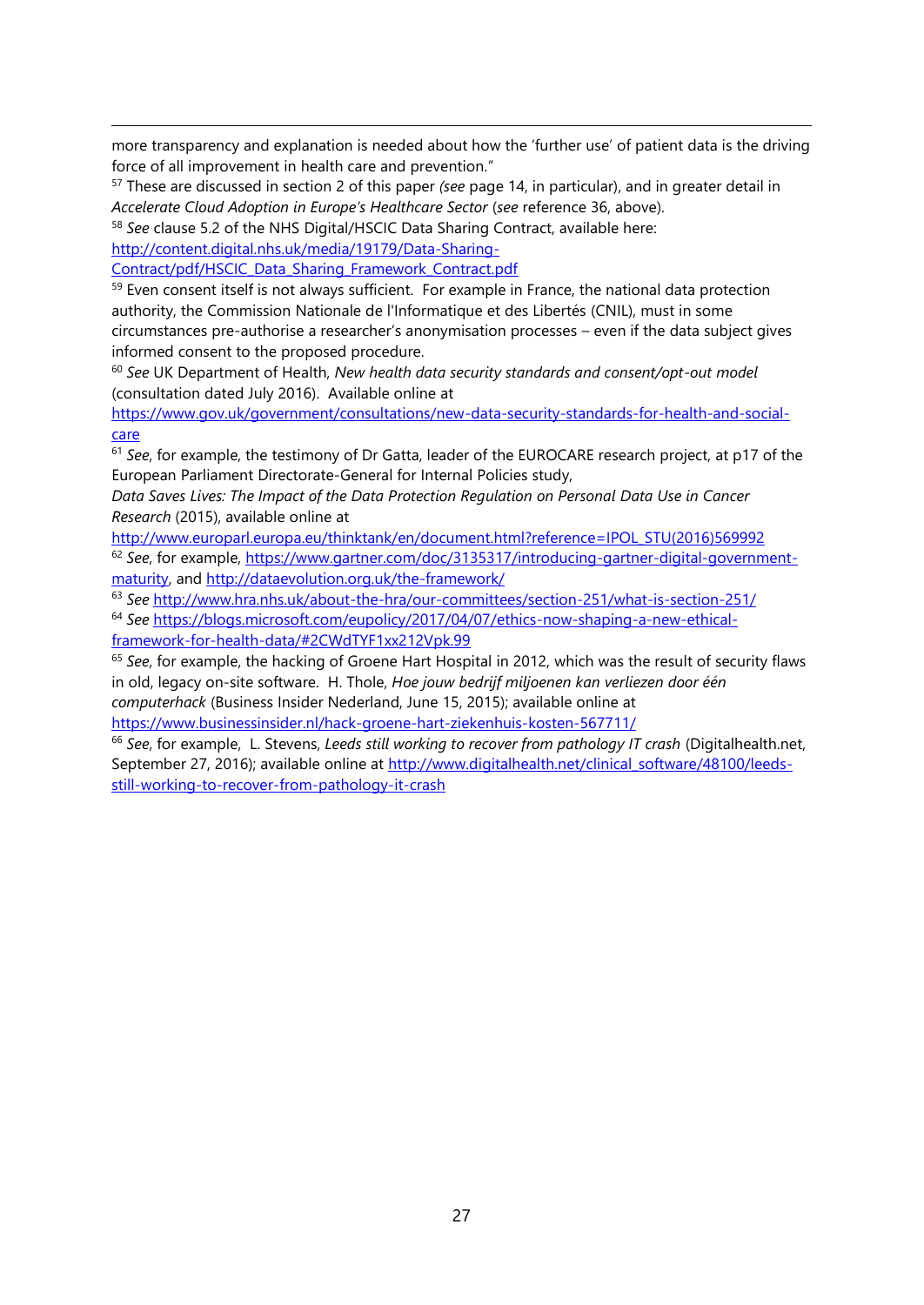more transparency and explanation is needed about how the 'further use' of patient data is the driving force of all improvement in health care and prevention."

[57] These are discussed in section 2 of this paper *(see* page 14, in particular), and in greater detail in *Accelerate Cloud Adoption in Europe's Healthcare Sector* (*see* reference 36, above).

[58] *See* clause 5.2 of the NHS Digital/HSCIC Data Sharing Contract, available here: http://content.digital.nhs.uk/media/19179/Data-Sharing-Contract/pdf/HSCIC_Data_Sharing_Framework_Contract.pdf

[59] Even consent itself is not always sufficient. For example in France, the national data protection authority, the Commission Nationale de l'Informatique et des Libertés (CNIL), must in some circumstances pre-authorise a researcher's anonymisation processes – even if the data subject gives informed consent to the proposed procedure.

[60] *See* UK Department of Health, *New health data security standards and consent/opt-out model* (consultation dated July 2016). Available online at https://www.gov.uk/government/consultations/new-data-security-standards-for-health-and-social-care

[61] *See*, for example, the testimony of Dr Gatta, leader of the EUROCARE research project, at p17 of the European Parliament Directorate-General for Internal Policies study, *Data Saves Lives: The Impact of the Data Protection Regulation on Personal Data Use in Cancer Research* (2015), available online at http://www.europarl.europa.eu/thinktank/en/document.html?reference=IPOL_STU(2016)569992

[62] *See*, for example, https://www.gartner.com/doc/3135317/introducing-gartner-digital-government-maturity, and http://dataevolution.org.uk/the-framework/

[63] *See* http://www.hra.nhs.uk/about-the-hra/our-committees/section-251/what-is-section-251/

[64] *See* https://blogs.microsoft.com/eupolicy/2017/04/07/ethics-now-shaping-a-new-ethical-framework-for-health-data/#2CWdTYF1xx212Vpk.99

[65] *See*, for example, the hacking of Groene Hart Hospital in 2012, which was the result of security flaws in old, legacy on-site software. H. Thole, *Hoe jouw bedrijf miljoenen kan verliezen door één computerhack* (Business Insider Nederland, June 15, 2015); available online at https://www.businessinsider.nl/hack-groene-hart-ziekenhuis-kosten-567711/

[66] *See*, for example, L. Stevens, *Leeds still working to recover from pathology IT crash* (Digitalhealth.net, September 27, 2016); available online at http://www.digitalhealth.net/clinical_software/48100/leeds-still-working-to-recover-from-pathology-it-crash